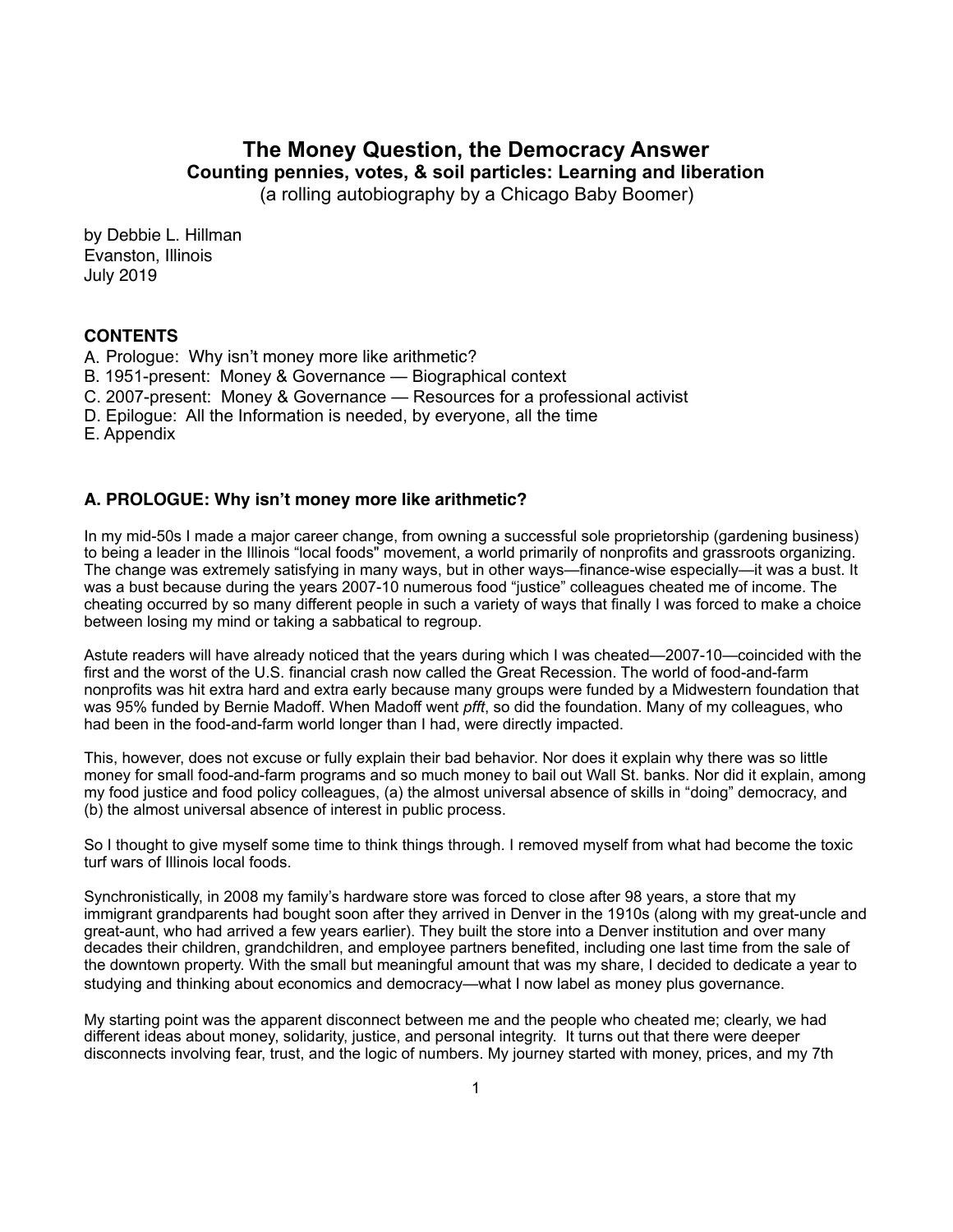# The Money Question, the Democracy Answer

## Counting pennies, votes, & soil particles: Learning and liberation

(a rolling autobiography by a Chicago Baby Boomer)

by Debbie L. Hillman
Evanston, Illinois
July 2019

**CONTENTS**

A. Prologue: Why isn't money more like arithmetic?
B. 1951-present: Money & Governance — Biographical context
C. 2007-present: Money & Governance — Resources for a professional activist
D. Epilogue: All the Information is needed, by everyone, all the time
E. Appendix

### A. PROLOGUE: Why isn't money more like arithmetic?

In my mid-50s I made a major career change, from owning a successful sole proprietorship (gardening business) to being a leader in the Illinois "local foods" movement, a world primarily of nonprofits and grassroots organizing. The change was extremely satisfying in many ways, but in other ways—finance-wise especially—it was a bust. It was a bust because during the years 2007-10 numerous food "justice" colleagues cheated me of income. The cheating occurred by so many different people in such a variety of ways that finally I was forced to make a choice between losing my mind or taking a sabbatical to regroup.

Astute readers will have already noticed that the years during which I was cheated—2007-10—coincided with the first and the worst of the U.S. financial crash now called the Great Recession. The world of food-and-farm nonprofits was hit extra hard and extra early because many groups were funded by a Midwestern foundation that was 95% funded by Bernie Madoff. When Madoff went *pfft*, so did the foundation. Many of my colleagues, who had been in the food-and-farm world longer than I had, were directly impacted.

This, however, does not excuse or fully explain their bad behavior. Nor does it explain why there was so little money for small food-and-farm programs and so much money to bail out Wall St. banks. Nor did it explain, among my food justice and food policy colleagues, (a) the almost universal absence of skills in "doing" democracy, and (b) the almost universal absence of interest in public process.

So I thought to give myself some time to think things through. I removed myself from what had become the toxic turf wars of Illinois local foods.

Synchronistically, in 2008 my family's hardware store was forced to close after 98 years, a store that my immigrant grandparents had bought soon after they arrived in Denver in the 1910s (along with my great-uncle and great-aunt, who had arrived a few years earlier). They built the store into a Denver institution and over many decades their children, grandchildren, and employee partners benefited, including one last time from the sale of the downtown property. With the small but meaningful amount that was my share, I decided to dedicate a year to studying and thinking about economics and democracy—what I now label as money plus governance.

My starting point was the apparent disconnect between me and the people who cheated me; clearly, we had different ideas about money, solidarity, justice, and personal integrity. It turns out that there were deeper disconnects involving fear, trust, and the logic of numbers. My journey started with money, prices, and my 7th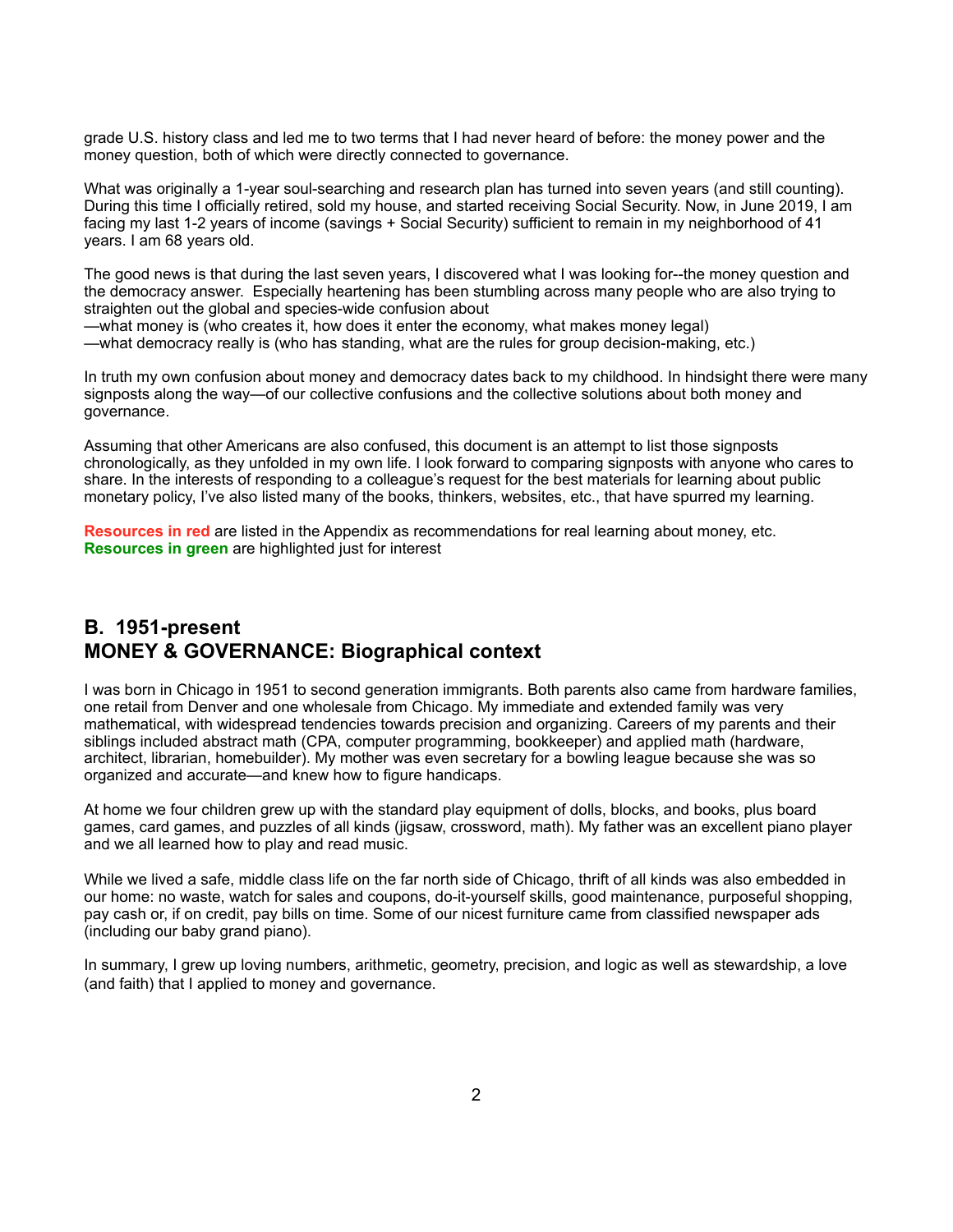grade U.S. history class and led me to two terms that I had never heard of before: the money power and the money question, both of which were directly connected to governance.

What was originally a 1-year soul-searching and research plan has turned into seven years (and still counting). During this time I officially retired, sold my house, and started receiving Social Security. Now, in June 2019, I am facing my last 1-2 years of income (savings + Social Security) sufficient to remain in my neighborhood of 41 years. I am 68 years old.

The good news is that during the last seven years, I discovered what I was looking for--the money question and the democracy answer. Especially heartening has been stumbling across many people who are also trying to straighten out the global and species-wide confusion about
—what money is (who creates it, how does it enter the economy, what makes money legal)
—what democracy really is (who has standing, what are the rules for group decision-making, etc.)

In truth my own confusion about money and democracy dates back to my childhood. In hindsight there were many signposts along the way—of our collective confusions and the collective solutions about both money and governance.

Assuming that other Americans are also confused, this document is an attempt to list those signposts chronologically, as they unfolded in my own life. I look forward to comparing signposts with anyone who cares to share. In the interests of responding to a colleague's request for the best materials for learning about public monetary policy, I've also listed many of the books, thinkers, websites, etc., that have spurred my learning.

**Resources in red** are listed in the Appendix as recommendations for real learning about money, etc.
**Resources in green** are highlighted just for interest

## B. 1951-present
## MONEY & GOVERNANCE: Biographical context

I was born in Chicago in 1951 to second generation immigrants. Both parents also came from hardware families, one retail from Denver and one wholesale from Chicago. My immediate and extended family was very mathematical, with widespread tendencies towards precision and organizing. Careers of my parents and their siblings included abstract math (CPA, computer programming, bookkeeper) and applied math (hardware, architect, librarian, homebuilder). My mother was even secretary for a bowling league because she was so organized and accurate—and knew how to figure handicaps.

At home we four children grew up with the standard play equipment of dolls, blocks, and books, plus board games, card games, and puzzles of all kinds (jigsaw, crossword, math). My father was an excellent piano player and we all learned how to play and read music.

While we lived a safe, middle class life on the far north side of Chicago, thrift of all kinds was also embedded in our home: no waste, watch for sales and coupons, do-it-yourself skills, good maintenance, purposeful shopping, pay cash or, if on credit, pay bills on time. Some of our nicest furniture came from classified newspaper ads (including our baby grand piano).

In summary, I grew up loving numbers, arithmetic, geometry, precision, and logic as well as stewardship, a love (and faith) that I applied to money and governance.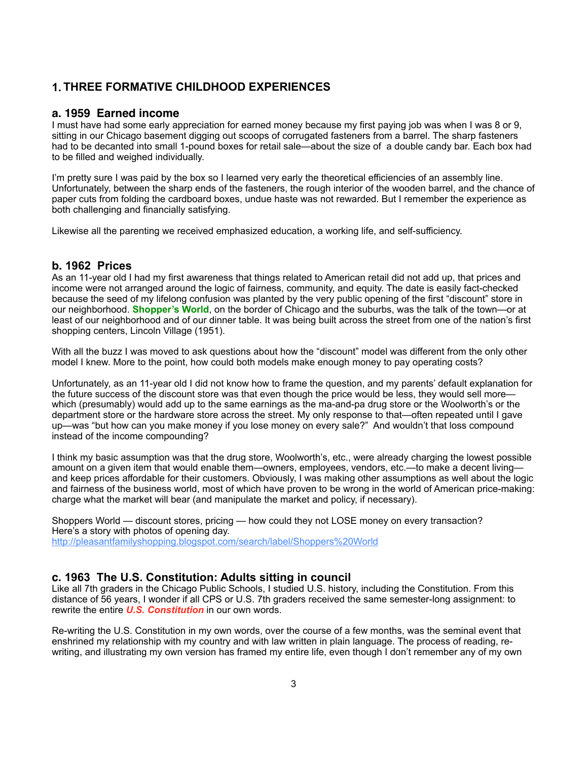## 1. THREE FORMATIVE CHILDHOOD EXPERIENCES

### a. 1959  Earned income

I must have had some early appreciation for earned money because my first paying job was when I was 8 or 9, sitting in our Chicago basement digging out scoops of corrugated fasteners from a barrel. The sharp fasteners had to be decanted into small 1-pound boxes for retail sale—about the size of  a double candy bar. Each box had to be filled and weighed individually.

I'm pretty sure I was paid by the box so I learned very early the theoretical efficiencies of an assembly line. Unfortunately, between the sharp ends of the fasteners, the rough interior of the wooden barrel, and the chance of paper cuts from folding the cardboard boxes, undue haste was not rewarded. But I remember the experience as both challenging and financially satisfying.

Likewise all the parenting we received emphasized education, a working life, and self-sufficiency.

### b. 1962  Prices

As an 11-year old I had my first awareness that things related to American retail did not add up, that prices and income were not arranged around the logic of fairness, community, and equity. The date is easily fact-checked because the seed of my lifelong confusion was planted by the very public opening of the first "discount" store in our neighborhood. **Shopper's World**, on the border of Chicago and the suburbs, was the talk of the town—or at least of our neighborhood and of our dinner table. It was being built across the street from one of the nation's first shopping centers, Lincoln Village (1951).

With all the buzz I was moved to ask questions about how the "discount" model was different from the only other model I knew. More to the point, how could both models make enough money to pay operating costs?

Unfortunately, as an 11-year old I did not know how to frame the question, and my parents' default explanation for the future success of the discount store was that even though the price would be less, they would sell more—which (presumably) would add up to the same earnings as the ma-and-pa drug store or the Woolworth's or the department store or the hardware store across the street. My only response to that—often repeated until I gave up—was "but how can you make money if you lose money on every sale?"  And wouldn't that loss compound instead of the income compounding?

I think my basic assumption was that the drug store, Woolworth's, etc., were already charging the lowest possible amount on a given item that would enable them—owners, employees, vendors, etc.—to make a decent living—and keep prices affordable for their customers. Obviously, I was making other assumptions as well about the logic and fairness of the business world, most of which have proven to be wrong in the world of American price-making: charge what the market will bear (and manipulate the market and policy, if necessary).

Shoppers World — discount stores, pricing — how could they not LOSE money on every transaction?
Here's a story with photos of opening day.
http://pleasantfamilyshopping.blogspot.com/search/label/Shoppers%20World

### c. 1963  The U.S. Constitution: Adults sitting in council

Like all 7th graders in the Chicago Public Schools, I studied U.S. history, including the Constitution. From this distance of 56 years, I wonder if all CPS or U.S. 7th graders received the same semester-long assignment: to rewrite the entire ***U.S. Constitution*** in our own words.

Re-writing the U.S. Constitution in my own words, over the course of a few months, was the seminal event that enshrined my relationship with my country and with law written in plain language. The process of reading, re-writing, and illustrating my own version has framed my entire life, even though I don't remember any of my own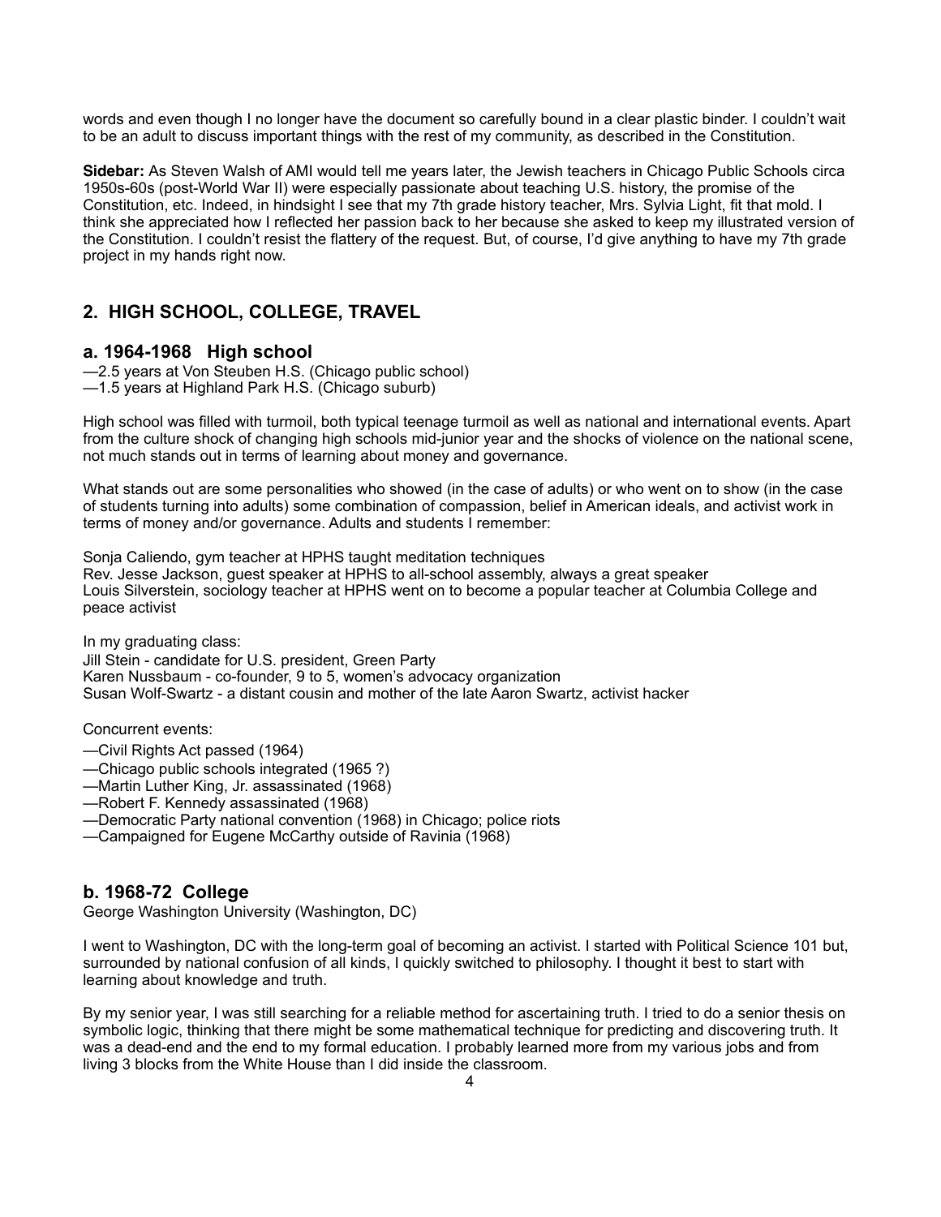words and even though I no longer have the document so carefully bound in a clear plastic binder. I couldn't wait to be an adult to discuss important things with the rest of my community, as described in the Constitution.

**Sidebar:** As Steven Walsh of AMI would tell me years later, the Jewish teachers in Chicago Public Schools circa 1950s-60s (post-World War II) were especially passionate about teaching U.S. history, the promise of the Constitution, etc. Indeed, in hindsight I see that my 7th grade history teacher, Mrs. Sylvia Light, fit that mold. I think she appreciated how I reflected her passion back to her because she asked to keep my illustrated version of the Constitution. I couldn't resist the flattery of the request. But, of course, I'd give anything to have my 7th grade project in my hands right now.

## 2. HIGH SCHOOL, COLLEGE, TRAVEL

### a. 1964-1968 High school

—2.5 years at Von Steuben H.S. (Chicago public school)
—1.5 years at Highland Park H.S. (Chicago suburb)

High school was filled with turmoil, both typical teenage turmoil as well as national and international events. Apart from the culture shock of changing high schools mid-junior year and the shocks of violence on the national scene, not much stands out in terms of learning about money and governance.

What stands out are some personalities who showed (in the case of adults) or who went on to show (in the case of students turning into adults) some combination of compassion, belief in American ideals, and activist work in terms of money and/or governance. Adults and students I remember:

Sonja Caliendo, gym teacher at HPHS taught meditation techniques
Rev. Jesse Jackson, guest speaker at HPHS to all-school assembly, always a great speaker
Louis Silverstein, sociology teacher at HPHS went on to become a popular teacher at Columbia College and peace activist

In my graduating class:
Jill Stein - candidate for U.S. president, Green Party
Karen Nussbaum - co-founder, 9 to 5, women's advocacy organization
Susan Wolf-Swartz - a distant cousin and mother of the late Aaron Swartz, activist hacker

Concurrent events:

—Civil Rights Act passed (1964)
—Chicago public schools integrated (1965 ?)
—Martin Luther King, Jr. assassinated (1968)
—Robert F. Kennedy assassinated (1968)
—Democratic Party national convention (1968) in Chicago; police riots
—Campaigned for Eugene McCarthy outside of Ravinia (1968)

### b. 1968-72 College

George Washington University (Washington, DC)

I went to Washington, DC with the long-term goal of becoming an activist. I started with Political Science 101 but, surrounded by national confusion of all kinds, I quickly switched to philosophy. I thought it best to start with learning about knowledge and truth.

By my senior year, I was still searching for a reliable method for ascertaining truth. I tried to do a senior thesis on symbolic logic, thinking that there might be some mathematical technique for predicting and discovering truth. It was a dead-end and the end to my formal education. I probably learned more from my various jobs and from living 3 blocks from the White House than I did inside the classroom.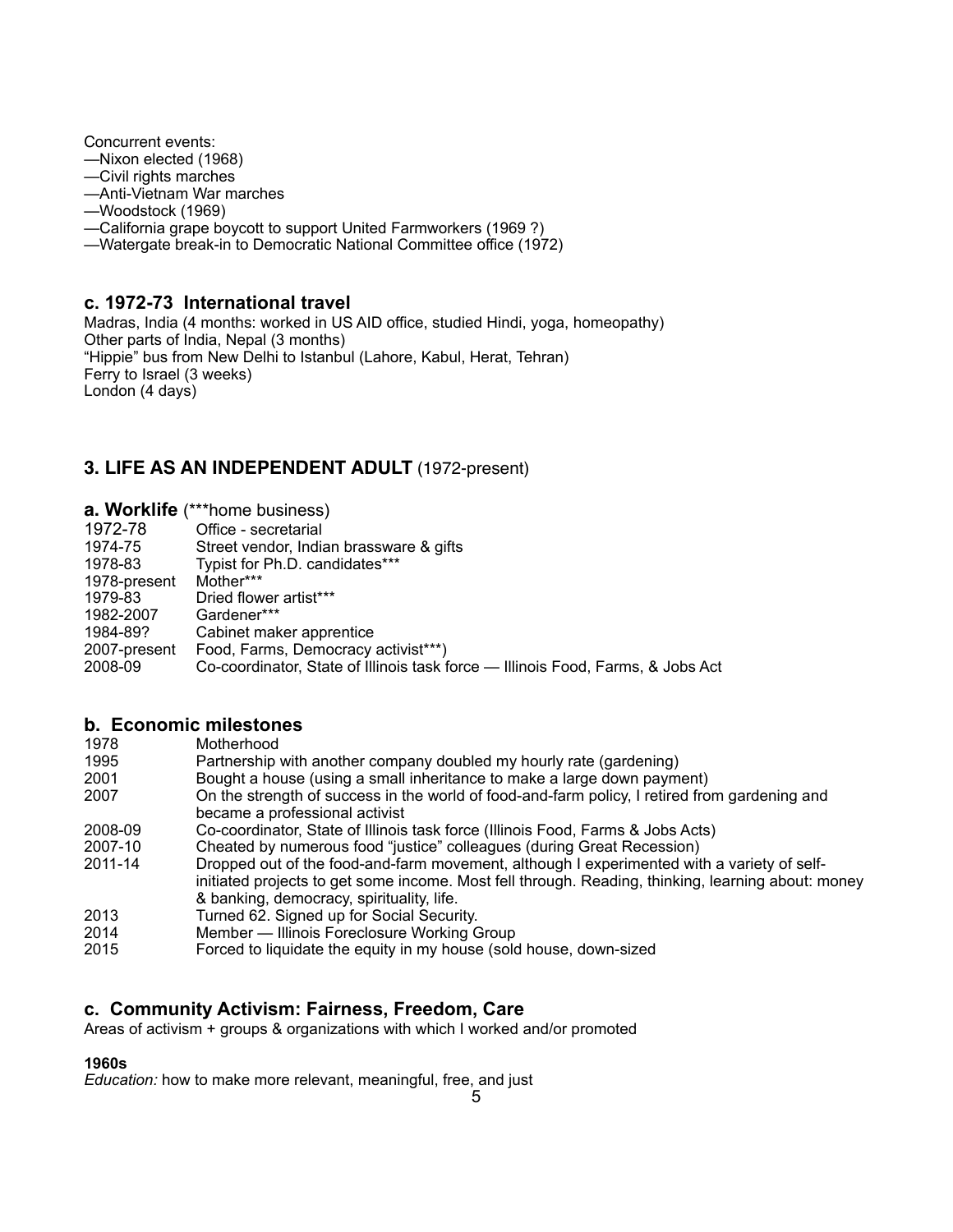Concurrent events:
—Nixon elected (1968)
—Civil rights marches
—Anti-Vietnam War marches
—Woodstock (1969)
—California grape boycott to support United Farmworkers (1969 ?)
—Watergate break-in to Democratic National Committee office (1972)

### c. 1972-73 International travel

Madras, India (4 months: worked in US AID office, studied Hindi, yoga, homeopathy)
Other parts of India, Nepal (3 months)
"Hippie" bus from New Delhi to Istanbul (Lahore, Kabul, Herat, Tehran)
Ferry to Israel (3 weeks)
London (4 days)

## 3. LIFE AS AN INDEPENDENT ADULT (1972-present)

### a. Worklife (***home business)

| | |
|---|---|
| 1972-78 | Office - secretarial |
| 1974-75 | Street vendor, Indian brassware & gifts |
| 1978-83 | Typist for Ph.D. candidates*** |
| 1978-present | Mother*** |
| 1979-83 | Dried flower artist*** |
| 1982-2007 | Gardener*** |
| 1984-89? | Cabinet maker apprentice |
| 2007-present | Food, Farms, Democracy activist***) |
| 2008-09 | Co-coordinator, State of Illinois task force — Illinois Food, Farms, & Jobs Act |

### b. Economic milestones

| | |
|---|---|
| 1978 | Motherhood |
| 1995 | Partnership with another company doubled my hourly rate (gardening) |
| 2001 | Bought a house (using a small inheritance to make a large down payment) |
| 2007 | On the strength of success in the world of food-and-farm policy, I retired from gardening and became a professional activist |
| 2008-09 | Co-coordinator, State of Illinois task force (Illinois Food, Farms & Jobs Acts) |
| 2007-10 | Cheated by numerous food "justice" colleagues (during Great Recession) |
| 2011-14 | Dropped out of the food-and-farm movement, although I experimented with a variety of self-initiated projects to get some income. Most fell through. Reading, thinking, learning about: money & banking, democracy, spirituality, life. |
| 2013 | Turned 62. Signed up for Social Security. |
| 2014 | Member — Illinois Foreclosure Working Group |
| 2015 | Forced to liquidate the equity in my house (sold house, down-sized |

### c. Community Activism: Fairness, Freedom, Care

Areas of activism + groups & organizations with which I worked and/or promoted

**1960s**

*Education:* how to make more relevant, meaningful, free, and just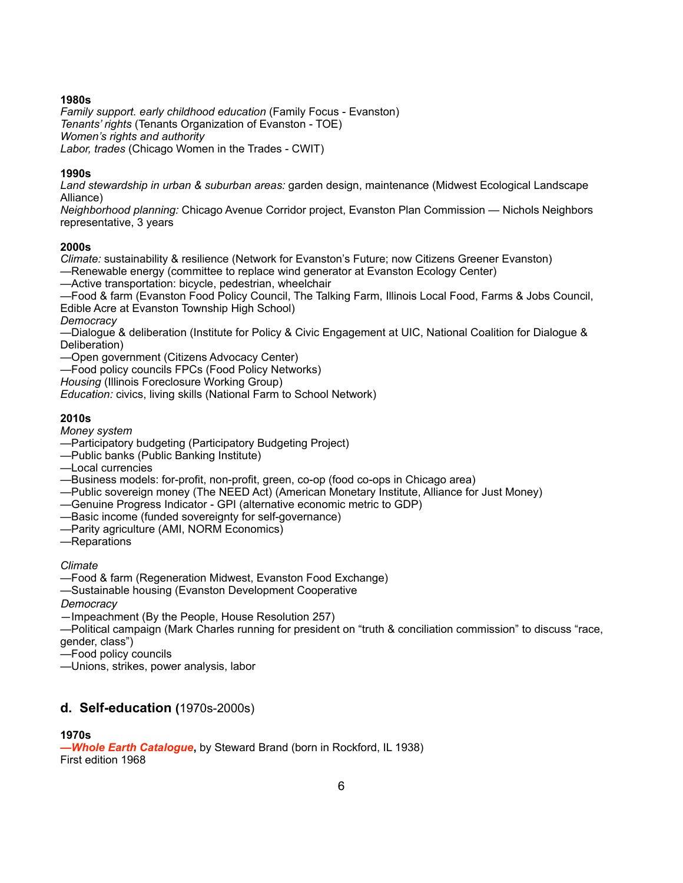**1980s**
*Family support. early childhood education* (Family Focus - Evanston)
*Tenants' rights* (Tenants Organization of Evanston - TOE)
*Women's rights and authority*
*Labor, trades* (Chicago Women in the Trades - CWIT)

**1990s**
*Land stewardship in urban & suburban areas:* garden design, maintenance (Midwest Ecological Landscape Alliance)
*Neighborhood planning:* Chicago Avenue Corridor project, Evanston Plan Commission — Nichols Neighbors representative, 3 years

**2000s**
*Climate:* sustainability & resilience (Network for Evanston's Future; now Citizens Greener Evanston)
—Renewable energy (committee to replace wind generator at Evanston Ecology Center)
—Active transportation: bicycle, pedestrian, wheelchair
—Food & farm (Evanston Food Policy Council, The Talking Farm, Illinois Local Food, Farms & Jobs Council, Edible Acre at Evanston Township High School)
*Democracy*
—Dialogue & deliberation (Institute for Policy & Civic Engagement at UIC, National Coalition for Dialogue & Deliberation)
—Open government (Citizens Advocacy Center)
—Food policy councils FPCs (Food Policy Networks)
*Housing* (Illinois Foreclosure Working Group)
*Education:* civics, living skills (National Farm to School Network)

**2010s**
*Money system*
—Participatory budgeting (Participatory Budgeting Project)
—Public banks (Public Banking Institute)
—Local currencies
—Business models: for-profit, non-profit, green, co-op (food co-ops in Chicago area)
—Public sovereign money (The NEED Act) (American Monetary Institute, Alliance for Just Money)
—Genuine Progress Indicator - GPI (alternative economic metric to GDP)
—Basic income (funded sovereignty for self-governance)
—Parity agriculture (AMI, NORM Economics)
—Reparations

*Climate*
—Food & farm (Regeneration Midwest, Evanston Food Exchange)
—Sustainable housing (Evanston Development Cooperative
*Democracy*
—Impeachment (By the People, House Resolution 257)
—Political campaign (Mark Charles running for president on "truth & conciliation commission" to discuss "race, gender, class")
—Food policy councils
—Unions, strikes, power analysis, labor

## d. Self-education (1970s-2000s)

**1970s**
***—Whole Earth Catalogue*****,** by Steward Brand (born in Rockford, IL 1938)
First edition 1968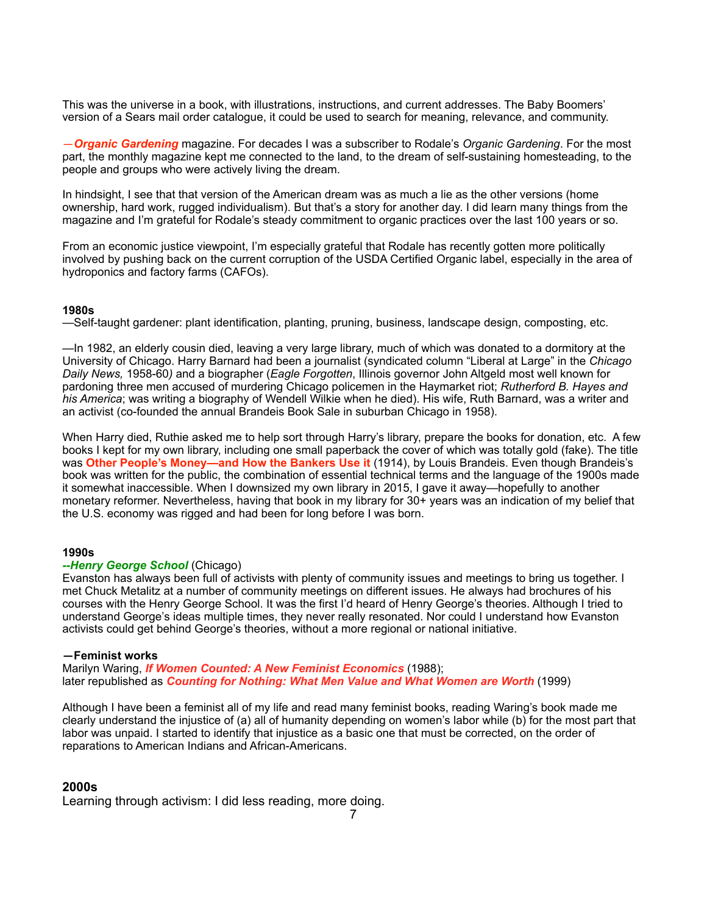This was the universe in a book, with illustrations, instructions, and current addresses. The Baby Boomers' version of a Sears mail order catalogue, it could be used to search for meaning, relevance, and community.

***—Organic Gardening*** magazine. For decades I was a subscriber to Rodale's *Organic Gardening*. For the most part, the monthly magazine kept me connected to the land, to the dream of self-sustaining homesteading, to the people and groups who were actively living the dream.

In hindsight, I see that that version of the American dream was as much a lie as the other versions (home ownership, hard work, rugged individualism). But that's a story for another day. I did learn many things from the magazine and I'm grateful for Rodale's steady commitment to organic practices over the last 100 years or so.

From an economic justice viewpoint, I'm especially grateful that Rodale has recently gotten more politically involved by pushing back on the current corruption of the USDA Certified Organic label, especially in the area of hydroponics and factory farms (CAFOs).

**1980s**

—Self-taught gardener: plant identification, planting, pruning, business, landscape design, composting, etc.

—In 1982, an elderly cousin died, leaving a very large library, much of which was donated to a dormitory at the University of Chicago. Harry Barnard had been a journalist (syndicated column "Liberal at Large" in the *Chicago Daily News,* 1958-60*)* and a biographer (*Eagle Forgotten*, Illinois governor John Altgeld most well known for pardoning three men accused of murdering Chicago policemen in the Haymarket riot; *Rutherford B. Hayes and his America*; was writing a biography of Wendell Wilkie when he died). His wife, Ruth Barnard, was a writer and an activist (co-founded the annual Brandeis Book Sale in suburban Chicago in 1958).

When Harry died, Ruthie asked me to help sort through Harry's library, prepare the books for donation, etc. A few books I kept for my own library, including one small paperback the cover of which was totally gold (fake). The title was **Other People's Money—and How the Bankers Use it** (1914), by Louis Brandeis. Even though Brandeis's book was written for the public, the combination of essential technical terms and the language of the 1900s made it somewhat inaccessible. When I downsized my own library in 2015, I gave it away—hopefully to another monetary reformer. Nevertheless, having that book in my library for 30+ years was an indication of my belief that the U.S. economy was rigged and had been for long before I was born.

**1990s**

***--Henry George School*** (Chicago)

Evanston has always been full of activists with plenty of community issues and meetings to bring us together. I met Chuck Metalitz at a number of community meetings on different issues. He always had brochures of his courses with the Henry George School. It was the first I'd heard of Henry George's theories. Although I tried to understand George's ideas multiple times, they never really resonated. Nor could I understand how Evanston activists could get behind George's theories, without a more regional or national initiative.

**—Feminist works**

Marilyn Waring, ***If Women Counted: A New Feminist Economics*** (1988);
later republished as ***Counting for Nothing: What Men Value and What Women are Worth*** (1999)

Although I have been a feminist all of my life and read many feminist books, reading Waring's book made me clearly understand the injustice of (a) all of humanity depending on women's labor while (b) for the most part that labor was unpaid. I started to identify that injustice as a basic one that must be corrected, on the order of reparations to American Indians and African-Americans.

## 2000s

Learning through activism: I did less reading, more doing.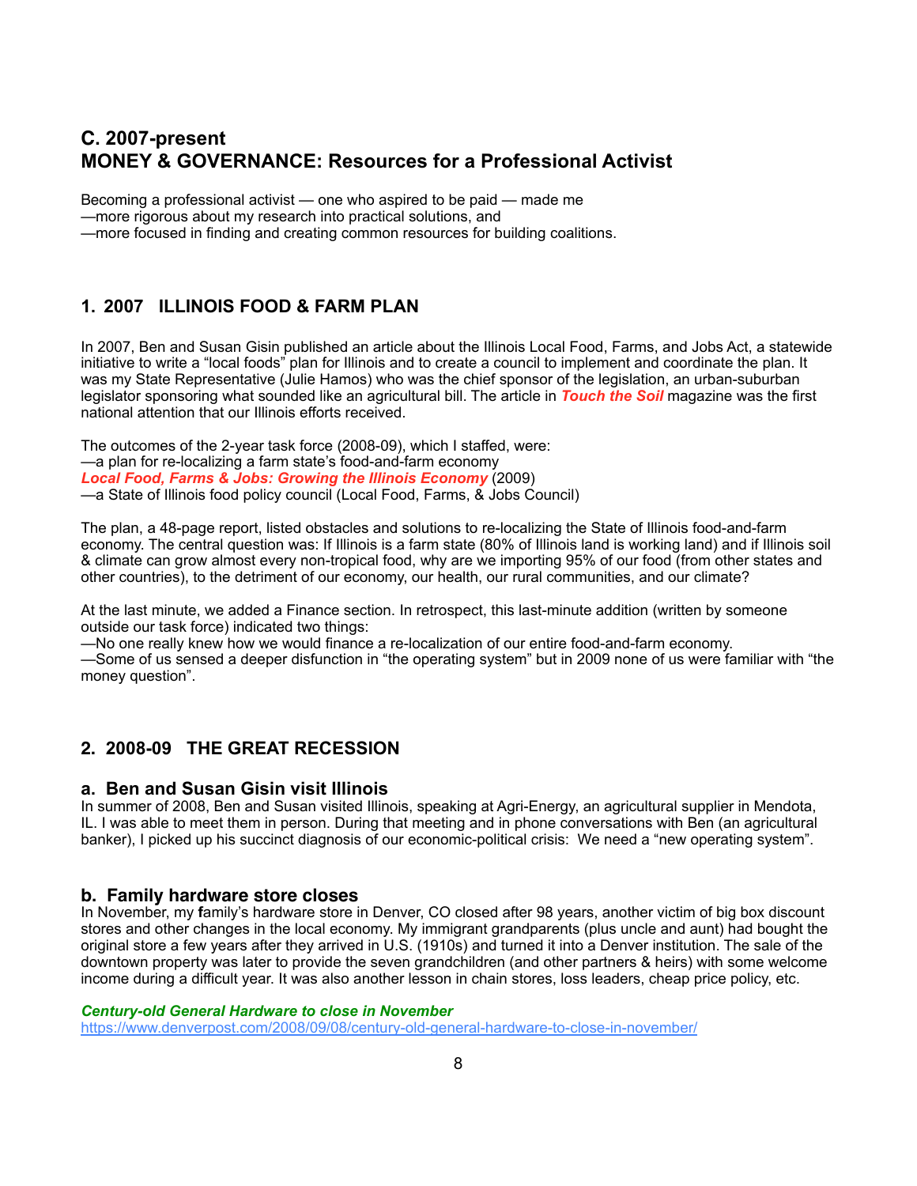## C. 2007-present
## MONEY & GOVERNANCE: Resources for a Professional Activist

Becoming a professional activist — one who aspired to be paid — made me
—more rigorous about my research into practical solutions, and
—more focused in finding and creating common resources for building coalitions.

### 1. 2007 ILLINOIS FOOD & FARM PLAN

In 2007, Ben and Susan Gisin published an article about the Illinois Local Food, Farms, and Jobs Act, a statewide initiative to write a "local foods" plan for Illinois and to create a council to implement and coordinate the plan. It was my State Representative (Julie Hamos) who was the chief sponsor of the legislation, an urban-suburban legislator sponsoring what sounded like an agricultural bill. The article in ***Touch the Soil*** magazine was the first national attention that our Illinois efforts received.

The outcomes of the 2-year task force (2008-09), which I staffed, were:
—a plan for re-localizing a farm state's food-and-farm economy
***Local Food, Farms & Jobs: Growing the Illinois Economy*** (2009)
—a State of Illinois food policy council (Local Food, Farms, & Jobs Council)

The plan, a 48-page report, listed obstacles and solutions to re-localizing the State of Illinois food-and-farm economy. The central question was: If Illinois is a farm state (80% of Illinois land is working land) and if Illinois soil & climate can grow almost every non-tropical food, why are we importing 95% of our food (from other states and other countries), to the detriment of our economy, our health, our rural communities, and our climate?

At the last minute, we added a Finance section. In retrospect, this last-minute addition (written by someone outside our task force) indicated two things:
—No one really knew how we would finance a re-localization of our entire food-and-farm economy.
—Some of us sensed a deeper disfunction in "the operating system" but in 2009 none of us were familiar with "the money question".

### 2. 2008-09 THE GREAT RECESSION

#### a. Ben and Susan Gisin visit Illinois

In summer of 2008, Ben and Susan visited Illinois, speaking at Agri-Energy, an agricultural supplier in Mendota, IL. I was able to meet them in person. During that meeting and in phone conversations with Ben (an agricultural banker), I picked up his succinct diagnosis of our economic-political crisis: We need a "new operating system".

#### b. Family hardware store closes

In November, my family's hardware store in Denver, CO closed after 98 years, another victim of big box discount stores and other changes in the local economy. My immigrant grandparents (plus uncle and aunt) had bought the original store a few years after they arrived in U.S. (1910s) and turned it into a Denver institution. The sale of the downtown property was later to provide the seven grandchildren (and other partners & heirs) with some welcome income during a difficult year. It was also another lesson in chain stores, loss leaders, cheap price policy, etc.

***Century-old General Hardware to close in November***
https://www.denverpost.com/2008/09/08/century-old-general-hardware-to-close-in-november/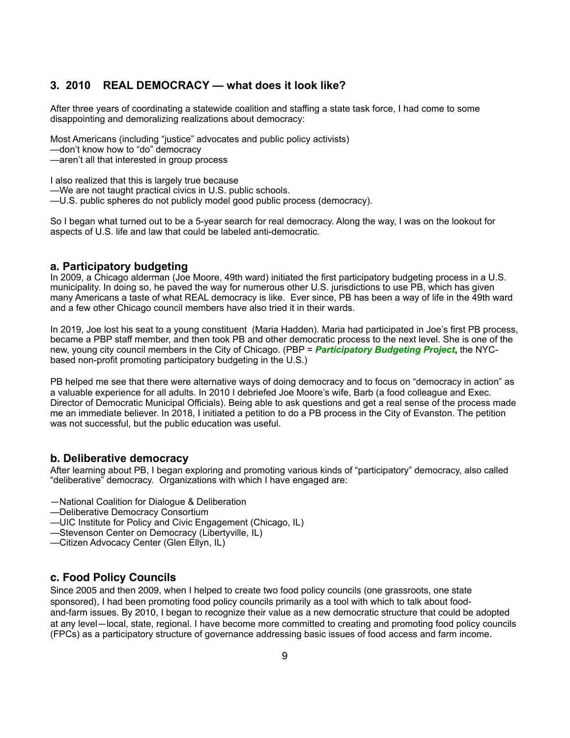## 3. 2010 REAL DEMOCRACY — what does it look like?

After three years of coordinating a statewide coalition and staffing a state task force, I had come to some disappointing and demoralizing realizations about democracy:

Most Americans (including "justice" advocates and public policy activists)
—don't know how to "do" democracy
—aren't all that interested in group process

I also realized that this is largely true because
—We are not taught practical civics in U.S. public schools.
—U.S. public spheres do not publicly model good public process (democracy).

So I began what turned out to be a 5-year search for real democracy. Along the way, I was on the lookout for aspects of U.S. life and law that could be labeled anti-democratic.

### a. Participatory budgeting

In 2009, a Chicago alderman (Joe Moore, 49th ward) initiated the first participatory budgeting process in a U.S. municipality. In doing so, he paved the way for numerous other U.S. jurisdictions to use PB, which has given many Americans a taste of what REAL democracy is like. Ever since, PB has been a way of life in the 49th ward and a few other Chicago council members have also tried it in their wards.

In 2019, Joe lost his seat to a young constituent (Maria Hadden). Maria had participated in Joe's first PB process, became a PBP staff member, and then took PB and other democratic process to the next level. She is one of the new, young city council members in the City of Chicago. (PBP = ***Participatory Budgeting Project*,** the NYC-based non-profit promoting participatory budgeting in the U.S.)

PB helped me see that there were alternative ways of doing democracy and to focus on "democracy in action" as a valuable experience for all adults. In 2010 I debriefed Joe Moore's wife, Barb (a food colleague and Exec. Director of Democratic Municipal Officials). Being able to ask questions and get a real sense of the process made me an immediate believer. In 2018, I initiated a petition to do a PB process in the City of Evanston. The petition was not successful, but the public education was useful.

### b. Deliberative democracy

After learning about PB, I began exploring and promoting various kinds of "participatory" democracy, also called "deliberative" democracy. Organizations with which I have engaged are:

—National Coalition for Dialogue & Deliberation
—Deliberative Democracy Consortium
—UIC Institute for Policy and Civic Engagement (Chicago, IL)
—Stevenson Center on Democracy (Libertyville, IL)
—Citizen Advocacy Center (Glen Ellyn, IL)

### c. Food Policy Councils

Since 2005 and then 2009, when I helped to create two food policy councils (one grassroots, one state sponsored), I had been promoting food policy councils primarily as a tool with which to talk about food-and-farm issues. By 2010, I began to recognize their value as a new democratic structure that could be adopted at any level—local, state, regional. I have become more committed to creating and promoting food policy councils (FPCs) as a participatory structure of governance addressing basic issues of food access and farm income.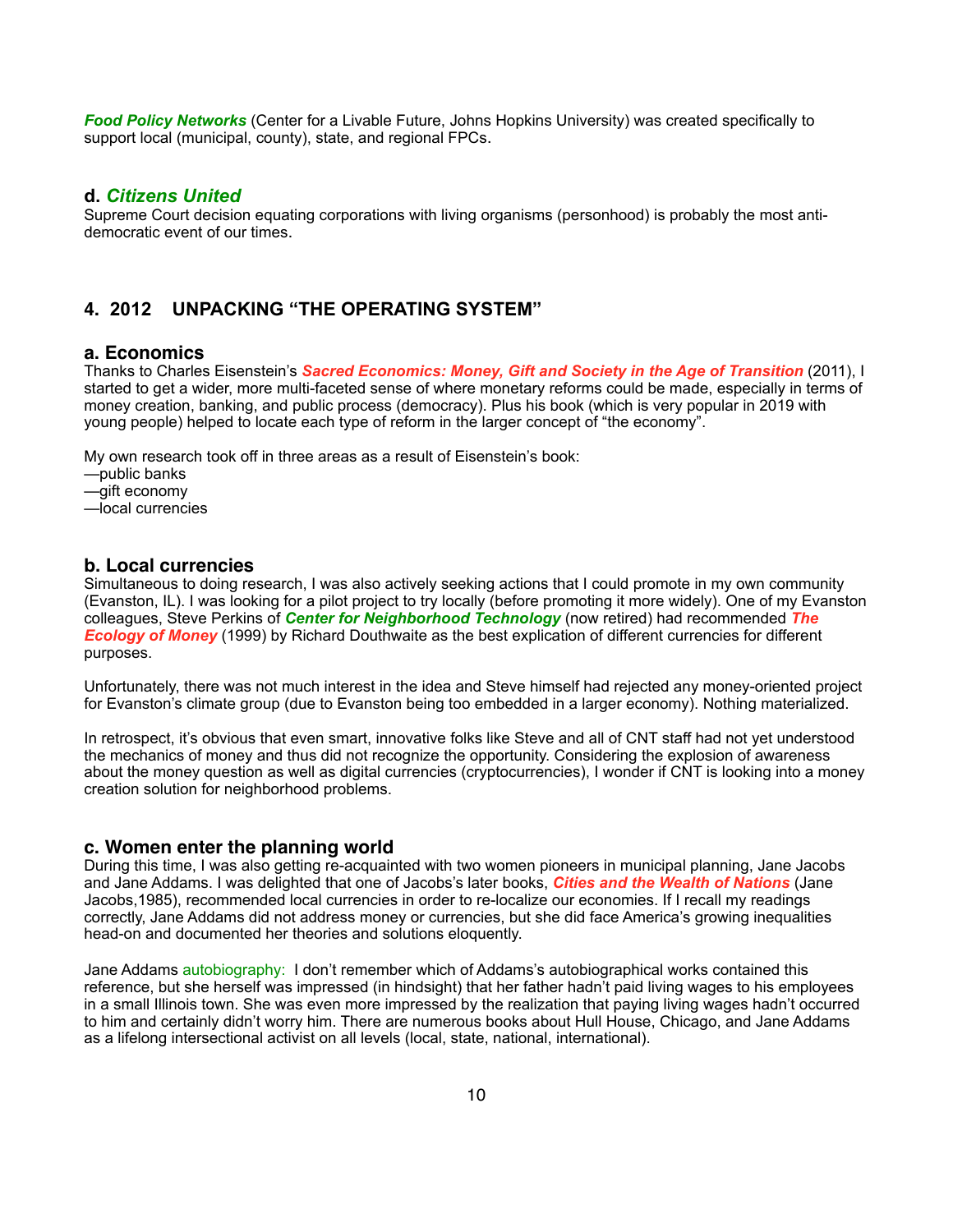***Food Policy Networks*** (Center for a Livable Future, Johns Hopkins University) was created specifically to support local (municipal, county), state, and regional FPCs.

### d. *Citizens United*

Supreme Court decision equating corporations with living organisms (personhood) is probably the most anti-democratic event of our times.

## 4. 2012 UNPACKING "THE OPERATING SYSTEM"

### a. Economics

Thanks to Charles Eisenstein's ***Sacred Economics: Money, Gift and Society in the Age of Transition*** (2011), I started to get a wider, more multi-faceted sense of where monetary reforms could be made, especially in terms of money creation, banking, and public process (democracy). Plus his book (which is very popular in 2019 with young people) helped to locate each type of reform in the larger concept of "the economy".

My own research took off in three areas as a result of Eisenstein's book:
—public banks
—gift economy
—local currencies

### b. Local currencies

Simultaneous to doing research, I was also actively seeking actions that I could promote in my own community (Evanston, IL). I was looking for a pilot project to try locally (before promoting it more widely). One of my Evanston colleagues, Steve Perkins of ***Center for Neighborhood Technology*** (now retired) had recommended ***The Ecology of Money*** (1999) by Richard Douthwaite as the best explication of different currencies for different purposes.

Unfortunately, there was not much interest in the idea and Steve himself had rejected any money-oriented project for Evanston's climate group (due to Evanston being too embedded in a larger economy). Nothing materialized.

In retrospect, it's obvious that even smart, innovative folks like Steve and all of CNT staff had not yet understood the mechanics of money and thus did not recognize the opportunity. Considering the explosion of awareness about the money question as well as digital currencies (cryptocurrencies), I wonder if CNT is looking into a money creation solution for neighborhood problems.

### c. Women enter the planning world

During this time, I was also getting re-acquainted with two women pioneers in municipal planning, Jane Jacobs and Jane Addams. I was delighted that one of Jacobs's later books, ***Cities and the Wealth of Nations*** (Jane Jacobs,1985), recommended local currencies in order to re-localize our economies. If I recall my readings correctly, Jane Addams did not address money or currencies, but she did face America's growing inequalities head-on and documented her theories and solutions eloquently.

Jane Addams autobiography: I don't remember which of Addams's autobiographical works contained this reference, but she herself was impressed (in hindsight) that her father hadn't paid living wages to his employees in a small Illinois town. She was even more impressed by the realization that paying living wages hadn't occurred to him and certainly didn't worry him. There are numerous books about Hull House, Chicago, and Jane Addams as a lifelong intersectional activist on all levels (local, state, national, international).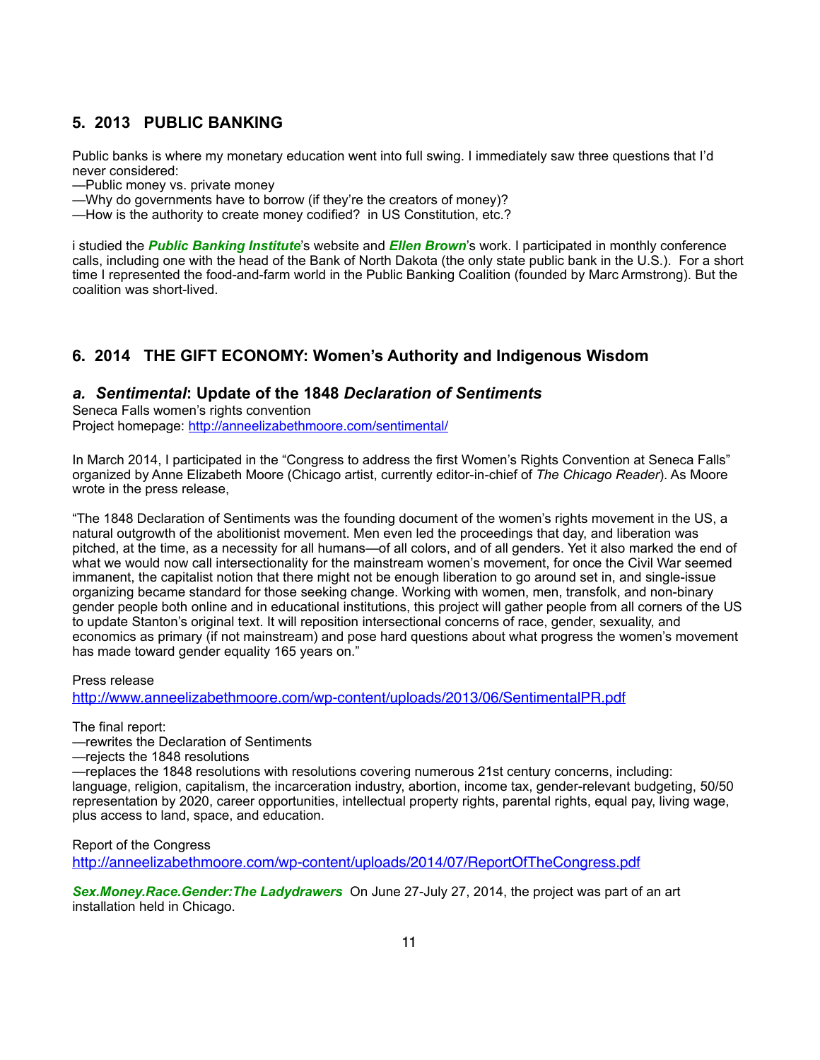## 5. 2013 PUBLIC BANKING

Public banks is where my monetary education went into full swing. I immediately saw three questions that I'd never considered:

—Public money vs. private money
—Why do governments have to borrow (if they're the creators of money)?
—How is the authority to create money codified? in US Constitution, etc.?

i studied the ***Public Banking Institute***'s website and ***Ellen Brown***'s work. I participated in monthly conference calls, including one with the head of the Bank of North Dakota (the only state public bank in the U.S.). For a short time I represented the food-and-farm world in the Public Banking Coalition (founded by Marc Armstrong). But the coalition was short-lived.

## 6. 2014 THE GIFT ECONOMY: Women's Authority and Indigenous Wisdom

### *a. Sentimental*: Update of the 1848 *Declaration of Sentiments*

Seneca Falls women's rights convention
Project homepage: http://anneelizabethmoore.com/sentimental/

In March 2014, I participated in the "Congress to address the first Women's Rights Convention at Seneca Falls" organized by Anne Elizabeth Moore (Chicago artist, currently editor-in-chief of *The Chicago Reader*). As Moore wrote in the press release,

"The 1848 Declaration of Sentiments was the founding document of the women's rights movement in the US, a natural outgrowth of the abolitionist movement. Men even led the proceedings that day, and liberation was pitched, at the time, as a necessity for all humans—of all colors, and of all genders. Yet it also marked the end of what we would now call intersectionality for the mainstream women's movement, for once the Civil War seemed immanent, the capitalist notion that there might not be enough liberation to go around set in, and single-issue organizing became standard for those seeking change. Working with women, men, transfolk, and non-binary gender people both online and in educational institutions, this project will gather people from all corners of the US to update Stanton's original text. It will reposition intersectional concerns of race, gender, sexuality, and economics as primary (if not mainstream) and pose hard questions about what progress the women's movement has made toward gender equality 165 years on."

Press release
http://www.anneelizabethmoore.com/wp-content/uploads/2013/06/SentimentalPR.pdf

The final report:

—rewrites the Declaration of Sentiments
—rejects the 1848 resolutions
—replaces the 1848 resolutions with resolutions covering numerous 21st century concerns, including: language, religion, capitalism, the incarceration industry, abortion, income tax, gender-relevant budgeting, 50/50 representation by 2020, career opportunities, intellectual property rights, parental rights, equal pay, living wage, plus access to land, space, and education.

Report of the Congress
http://anneelizabethmoore.com/wp-content/uploads/2014/07/ReportOfTheCongress.pdf

***Sex.Money.Race.Gender:The Ladydrawers*** On June 27-July 27, 2014, the project was part of an art installation held in Chicago.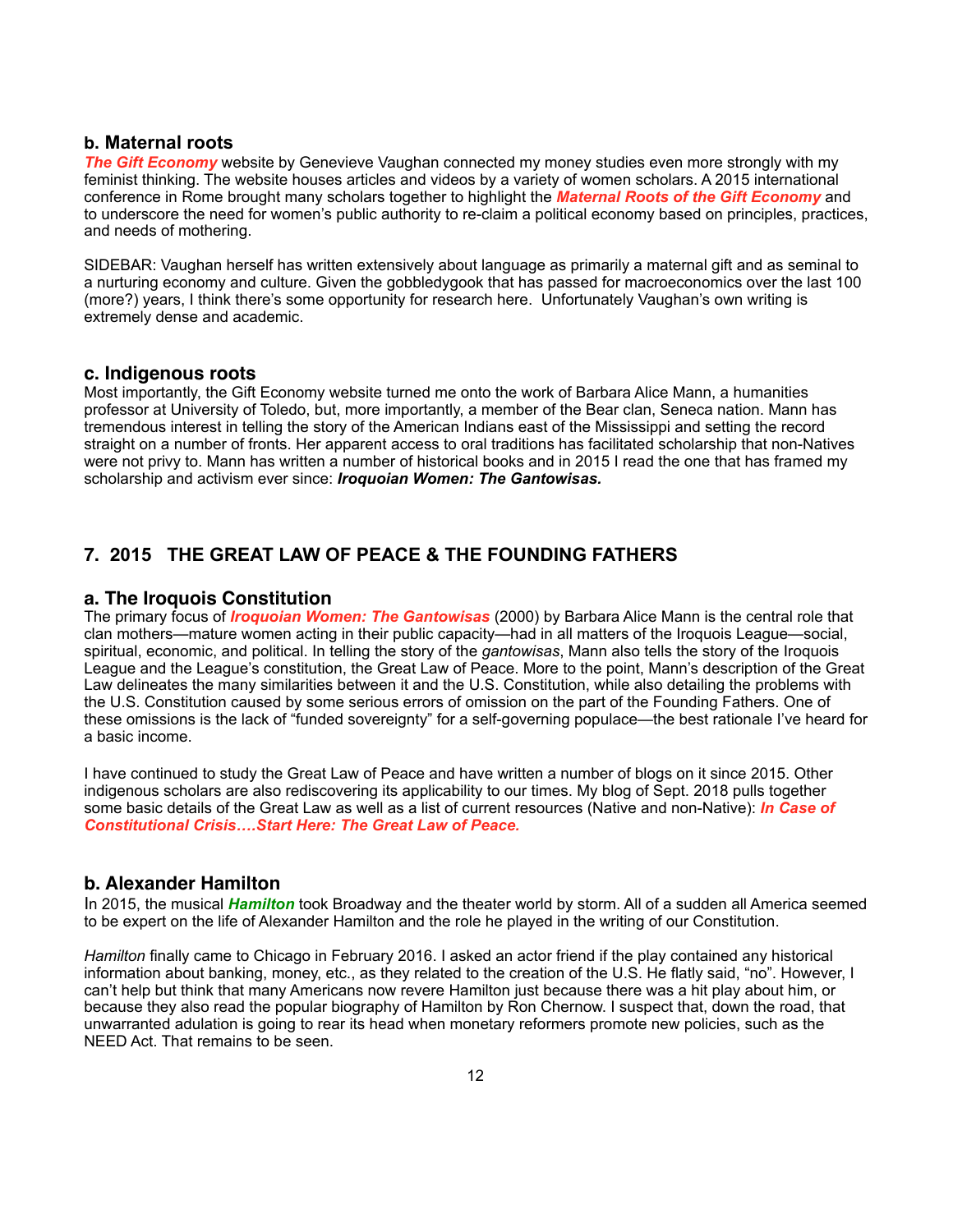### b. Maternal roots

***The Gift Economy*** website by Genevieve Vaughan connected my money studies even more strongly with my feminist thinking. The website houses articles and videos by a variety of women scholars. A 2015 international conference in Rome brought many scholars together to highlight the ***Maternal Roots of the Gift Economy*** and to underscore the need for women's public authority to re-claim a political economy based on principles, practices, and needs of mothering.

SIDEBAR: Vaughan herself has written extensively about language as primarily a maternal gift and as seminal to a nurturing economy and culture. Given the gobbledygook that has passed for macroeconomics over the last 100 (more?) years, I think there's some opportunity for research here. Unfortunately Vaughan's own writing is extremely dense and academic.

### c. Indigenous roots

Most importantly, the Gift Economy website turned me onto the work of Barbara Alice Mann, a humanities professor at University of Toledo, but, more importantly, a member of the Bear clan, Seneca nation. Mann has tremendous interest in telling the story of the American Indians east of the Mississippi and setting the record straight on a number of fronts. Her apparent access to oral traditions has facilitated scholarship that non-Natives were not privy to. Mann has written a number of historical books and in 2015 I read the one that has framed my scholarship and activism ever since: ***Iroquoian Women: The Gantowisas.***

## 7. 2015 THE GREAT LAW OF PEACE & THE FOUNDING FATHERS

### a. The Iroquois Constitution

The primary focus of ***Iroquoian Women: The Gantowisas*** (2000) by Barbara Alice Mann is the central role that clan mothers—mature women acting in their public capacity—had in all matters of the Iroquois League—social, spiritual, economic, and political. In telling the story of the *gantowisas*, Mann also tells the story of the Iroquois League and the League's constitution, the Great Law of Peace. More to the point, Mann's description of the Great Law delineates the many similarities between it and the U.S. Constitution, while also detailing the problems with the U.S. Constitution caused by some serious errors of omission on the part of the Founding Fathers. One of these omissions is the lack of "funded sovereignty" for a self-governing populace—the best rationale I've heard for a basic income.

I have continued to study the Great Law of Peace and have written a number of blogs on it since 2015. Other indigenous scholars are also rediscovering its applicability to our times. My blog of Sept. 2018 pulls together some basic details of the Great Law as well as a list of current resources (Native and non-Native): ***In Case of Constitutional Crisis….Start Here: The Great Law of Peace.***

### b. Alexander Hamilton

In 2015, the musical ***Hamilton*** took Broadway and the theater world by storm. All of a sudden all America seemed to be expert on the life of Alexander Hamilton and the role he played in the writing of our Constitution.

*Hamilton* finally came to Chicago in February 2016. I asked an actor friend if the play contained any historical information about banking, money, etc., as they related to the creation of the U.S. He flatly said, "no". However, I can't help but think that many Americans now revere Hamilton just because there was a hit play about him, or because they also read the popular biography of Hamilton by Ron Chernow. I suspect that, down the road, that unwarranted adulation is going to rear its head when monetary reformers promote new policies, such as the NEED Act. That remains to be seen.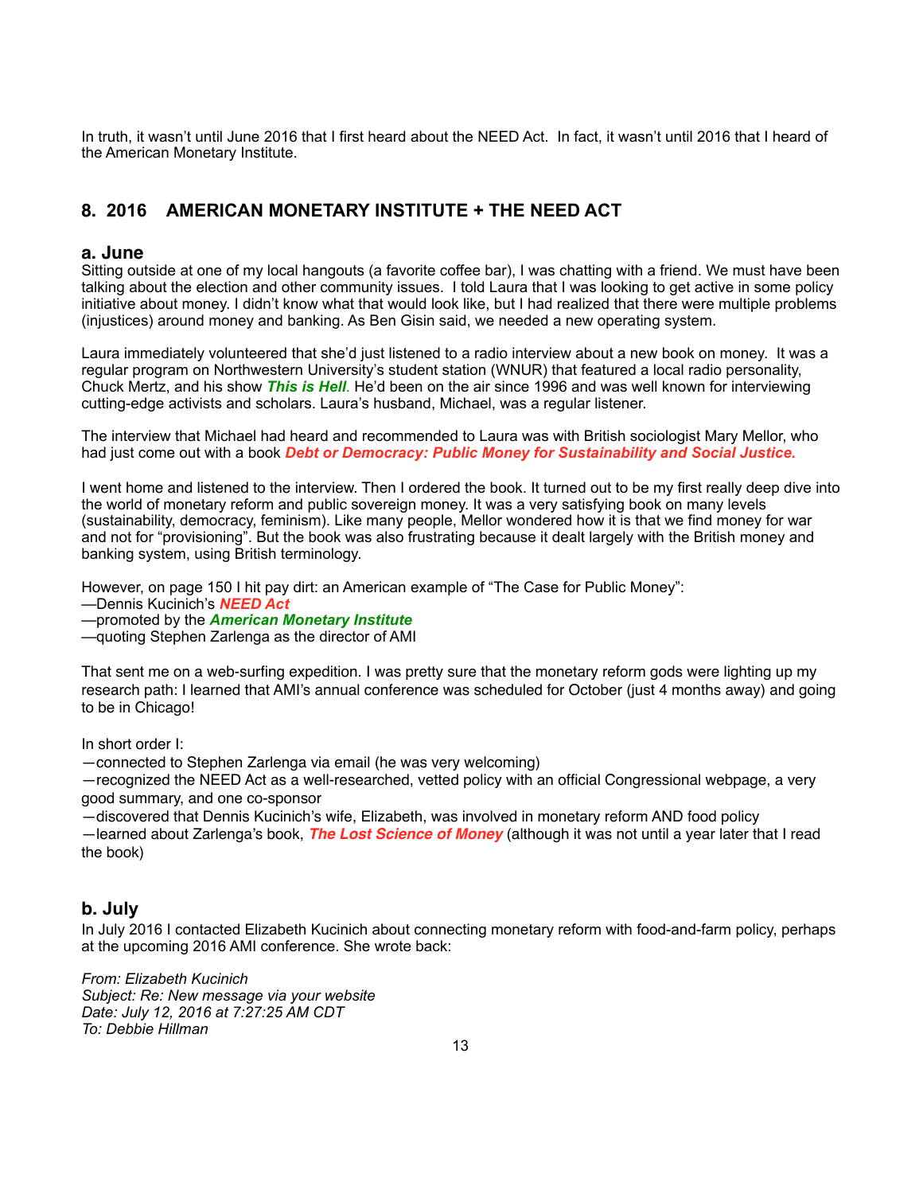In truth, it wasn't until June 2016 that I first heard about the NEED Act. In fact, it wasn't until 2016 that I heard of the American Monetary Institute.

## 8. 2016 AMERICAN MONETARY INSTITUTE + THE NEED ACT

### a. June

Sitting outside at one of my local hangouts (a favorite coffee bar), I was chatting with a friend. We must have been talking about the election and other community issues. I told Laura that I was looking to get active in some policy initiative about money. I didn't know what that would look like, but I had realized that there were multiple problems (injustices) around money and banking. As Ben Gisin said, we needed a new operating system.

Laura immediately volunteered that she'd just listened to a radio interview about a new book on money. It was a regular program on Northwestern University's student station (WNUR) that featured a local radio personality, Chuck Mertz, and his show ***This is Hell***. He'd been on the air since 1996 and was well known for interviewing cutting-edge activists and scholars. Laura's husband, Michael, was a regular listener.

The interview that Michael had heard and recommended to Laura was with British sociologist Mary Mellor, who had just come out with a book ***Debt or Democracy: Public Money for Sustainability and Social Justice.***

I went home and listened to the interview. Then I ordered the book. It turned out to be my first really deep dive into the world of monetary reform and public sovereign money. It was a very satisfying book on many levels (sustainability, democracy, feminism). Like many people, Mellor wondered how it is that we find money for war and not for "provisioning". But the book was also frustrating because it dealt largely with the British money and banking system, using British terminology.

However, on page 150 I hit pay dirt: an American example of "The Case for Public Money":
—Dennis Kucinich's ***NEED Act***
—promoted by the ***American Monetary Institute***
—quoting Stephen Zarlenga as the director of AMI

That sent me on a web-surfing expedition. I was pretty sure that the monetary reform gods were lighting up my research path: I learned that AMI's annual conference was scheduled for October (just 4 months away) and going to be in Chicago!

In short order I:
—connected to Stephen Zarlenga via email (he was very welcoming)
—recognized the NEED Act as a well-researched, vetted policy with an official Congressional webpage, a very good summary, and one co-sponsor
—discovered that Dennis Kucinich's wife, Elizabeth, was involved in monetary reform AND food policy
—learned about Zarlenga's book, ***The Lost Science of Money*** (although it was not until a year later that I read the book)

### b. July

In July 2016 I contacted Elizabeth Kucinich about connecting monetary reform with food-and-farm policy, perhaps at the upcoming 2016 AMI conference. She wrote back:

*From: Elizabeth Kucinich*
*Subject: Re: New message via your website*
*Date: July 12, 2016 at 7:27:25 AM CDT*
*To: Debbie Hillman*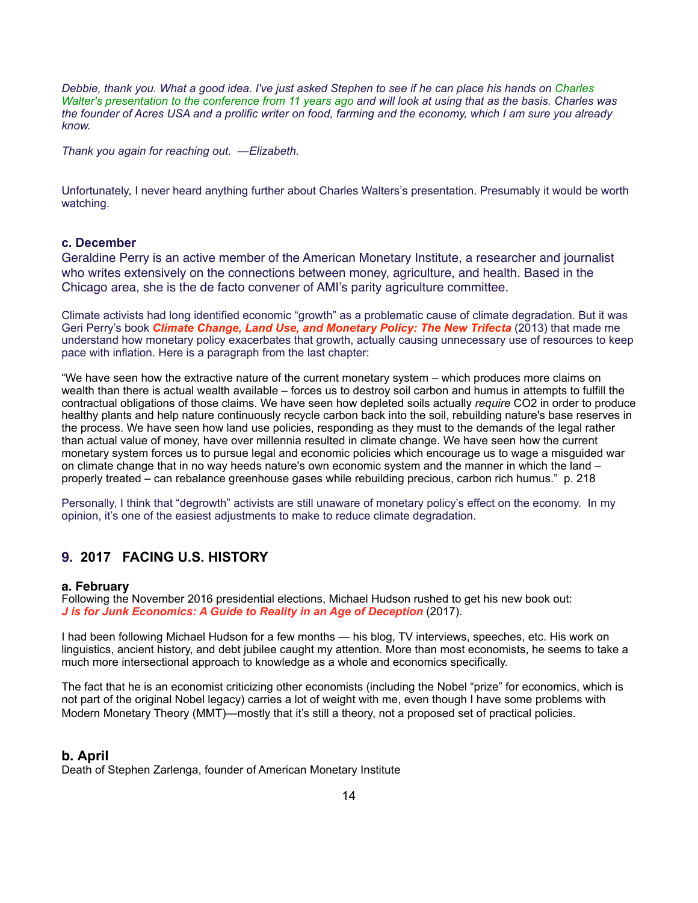*Debbie, thank you. What a good idea. I've just asked Stephen to see if he can place his hands on Charles Walter's presentation to the conference from 11 years ago and will look at using that as the basis. Charles was the founder of Acres USA and a prolific writer on food, farming and the economy, which I am sure you already know.*

*Thank you again for reaching out. —Elizabeth.*

Unfortunately, I never heard anything further about Charles Walters's presentation. Presumably it would be worth watching.

### c. December

Geraldine Perry is an active member of the American Monetary Institute, a researcher and journalist who writes extensively on the connections between money, agriculture, and health. Based in the Chicago area, she is the de facto convener of AMI's parity agriculture committee.

Climate activists had long identified economic "growth" as a problematic cause of climate degradation. But it was Geri Perry's book ***Climate Change, Land Use, and Monetary Policy: The New Trifecta*** (2013) that made me understand how monetary policy exacerbates that growth, actually causing unnecessary use of resources to keep pace with inflation. Here is a paragraph from the last chapter:

"We have seen how the extractive nature of the current monetary system – which produces more claims on wealth than there is actual wealth available – forces us to destroy soil carbon and humus in attempts to fulfill the contractual obligations of those claims. We have seen how depleted soils actually *require* $CO_2$ in order to produce healthy plants and help nature continuously recycle carbon back into the soil, rebuilding nature's base reserves in the process. We have seen how land use policies, responding as they must to the demands of the legal rather than actual value of money, have over millennia resulted in climate change. We have seen how the current monetary system forces us to pursue legal and economic policies which encourage us to wage a misguided war on climate change that in no way heeds nature's own economic system and the manner in which the land – properly treated – can rebalance greenhouse gases while rebuilding precious, carbon rich humus." p. 218

Personally, I think that "degrowth" activists are still unaware of monetary policy's effect on the economy. In my opinion, it's one of the easiest adjustments to make to reduce climate degradation.

## 9. 2017 FACING U.S. HISTORY

### a. February

Following the November 2016 presidential elections, Michael Hudson rushed to get his new book out: ***J is for Junk Economics: A Guide to Reality in an Age of Deception*** (2017).

I had been following Michael Hudson for a few months — his blog, TV interviews, speeches, etc. His work on linguistics, ancient history, and debt jubilee caught my attention. More than most economists, he seems to take a much more intersectional approach to knowledge as a whole and economics specifically.

The fact that he is an economist criticizing other economists (including the Nobel "prize" for economics, which is not part of the original Nobel legacy) carries a lot of weight with me, even though I have some problems with Modern Monetary Theory (MMT)—mostly that it's still a theory, not a proposed set of practical policies.

### b. April

Death of Stephen Zarlenga, founder of American Monetary Institute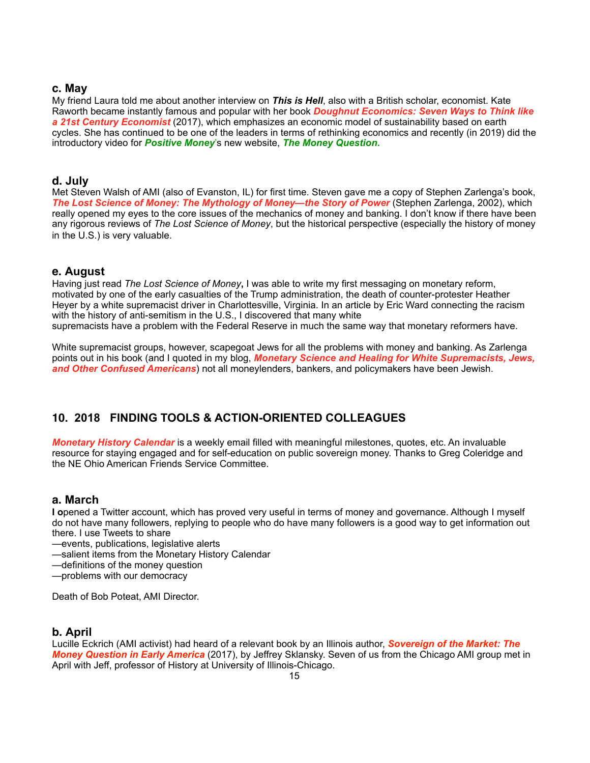### c. May

My friend Laura told me about another interview on ***This is Hell***, also with a British scholar, economist. Kate Raworth became instantly famous and popular with her book ***Doughnut Economics: Seven Ways to Think like a 21st Century Economist*** (2017), which emphasizes an economic model of sustainability based on earth cycles. She has continued to be one of the leaders in terms of rethinking economics and recently (in 2019) did the introductory video for ***Positive Money***'s new website, ***The Money Question***.

### d. July

Met Steven Walsh of AMI (also of Evanston, IL) for first time. Steven gave me a copy of Stephen Zarlenga's book, ***The Lost Science of Money: The Mythology of Money—the Story of Power*** (Stephen Zarlenga, 2002), which really opened my eyes to the core issues of the mechanics of money and banking. I don't know if there have been any rigorous reviews of *The Lost Science of Money*, but the historical perspective (especially the history of money in the U.S.) is very valuable.

### e. August

Having just read *The Lost Science of Money***,** I was able to write my first messaging on monetary reform, motivated by one of the early casualties of the Trump administration, the death of counter-protester Heather Heyer by a white supremacist driver in Charlottesville, Virginia. In an article by Eric Ward connecting the racism with the history of anti-semitism in the U.S., I discovered that many white supremacists have a problem with the Federal Reserve in much the same way that monetary reformers have.

White supremacist groups, however, scapegoat Jews for all the problems with money and banking. As Zarlenga points out in his book (and I quoted in my blog, ***Monetary Science and Healing for White Supremacists, Jews, and Other Confused Americans***) not all moneylenders, bankers, and policymakers have been Jewish.

## 10. 2018 FINDING TOOLS & ACTION-ORIENTED COLLEAGUES

***Monetary History Calendar*** is a weekly email filled with meaningful milestones, quotes, etc. An invaluable resource for staying engaged and for self-education on public sovereign money. Thanks to Greg Coleridge and the NE Ohio American Friends Service Committee.

### a. March

**I o**pened a Twitter account, which has proved very useful in terms of money and governance. Although I myself do not have many followers, replying to people who do have many followers is a good way to get information out there. I use Tweets to share

—events, publications, legislative alerts
—salient items from the Monetary History Calendar
—definitions of the money question
—problems with our democracy

Death of Bob Poteat, AMI Director.

### b. April

Lucille Eckrich (AMI activist) had heard of a relevant book by an Illinois author, ***Sovereign of the Market: The Money Question in Early America*** (2017), by Jeffrey Sklansky. Seven of us from the Chicago AMI group met in April with Jeff, professor of History at University of Illinois-Chicago.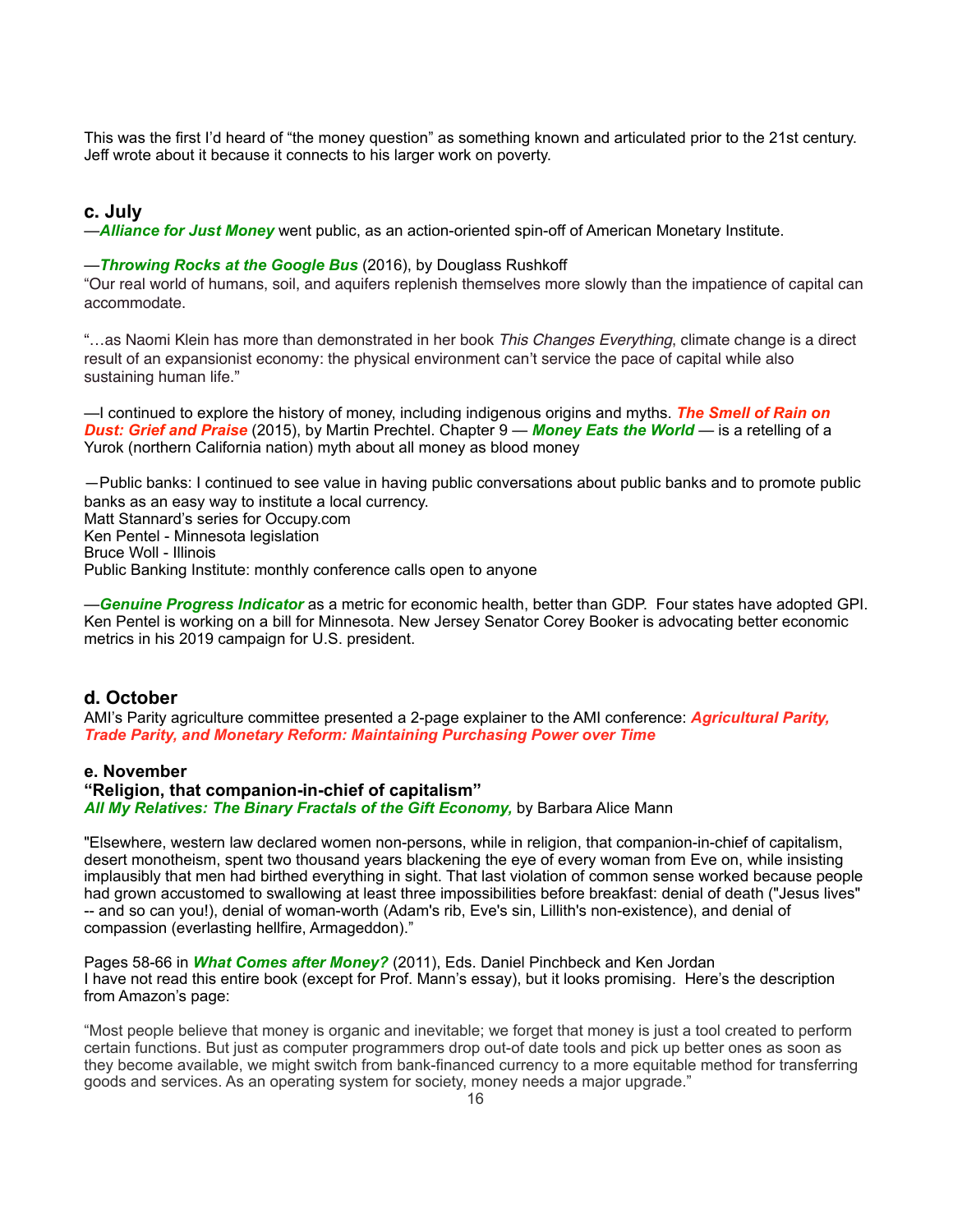This was the first I'd heard of "the money question" as something known and articulated prior to the 21st century. Jeff wrote about it because it connects to his larger work on poverty.

### c. July

—***Alliance for Just Money*** went public, as an action-oriented spin-off of American Monetary Institute.

—***Throwing Rocks at the Google Bus*** (2016), by Douglass Rushkoff
"Our real world of humans, soil, and aquifers replenish themselves more slowly than the impatience of capital can accommodate.

"…as Naomi Klein has more than demonstrated in her book *This Changes Everything*, climate change is a direct result of an expansionist economy: the physical environment can't service the pace of capital while also sustaining human life."

—I continued to explore the history of money, including indigenous origins and myths. ***The Smell of Rain on Dust: Grief and Praise*** (2015), by Martin Prechtel. Chapter 9 — ***Money Eats the World*** — is a retelling of a Yurok (northern California nation) myth about all money as blood money

—Public banks: I continued to see value in having public conversations about public banks and to promote public banks as an easy way to institute a local currency.
Matt Stannard's series for Occupy.com
Ken Pentel - Minnesota legislation
Bruce Woll - Illinois
Public Banking Institute: monthly conference calls open to anyone

—***Genuine Progress Indicator*** as a metric for economic health, better than GDP. Four states have adopted GPI. Ken Pentel is working on a bill for Minnesota. New Jersey Senator Corey Booker is advocating better economic metrics in his 2019 campaign for U.S. president.

### d. October

AMI's Parity agriculture committee presented a 2-page explainer to the AMI conference: ***Agricultural Parity, Trade Parity, and Monetary Reform: Maintaining Purchasing Power over Time***

### e. November

**"Religion, that companion-in-chief of capitalism"**
***All My Relatives: The Binary Fractals of the Gift Economy,*** by Barbara Alice Mann

"Elsewhere, western law declared women non-persons, while in religion, that companion-in-chief of capitalism, desert monotheism, spent two thousand years blackening the eye of every woman from Eve on, while insisting implausibly that men had birthed everything in sight. That last violation of common sense worked because people had grown accustomed to swallowing at least three impossibilities before breakfast: denial of death ("Jesus lives" -- and so can you!), denial of woman-worth (Adam's rib, Eve's sin, Lillith's non-existence), and denial of compassion (everlasting hellfire, Armageddon)."

Pages 58-66 in ***What Comes after Money?*** (2011), Eds. Daniel Pinchbeck and Ken Jordan
I have not read this entire book (except for Prof. Mann's essay), but it looks promising. Here's the description from Amazon's page:

"Most people believe that money is organic and inevitable; we forget that money is just a tool created to perform certain functions. But just as computer programmers drop out-of date tools and pick up better ones as soon as they become available, we might switch from bank-financed currency to a more equitable method for transferring goods and services. As an operating system for society, money needs a major upgrade."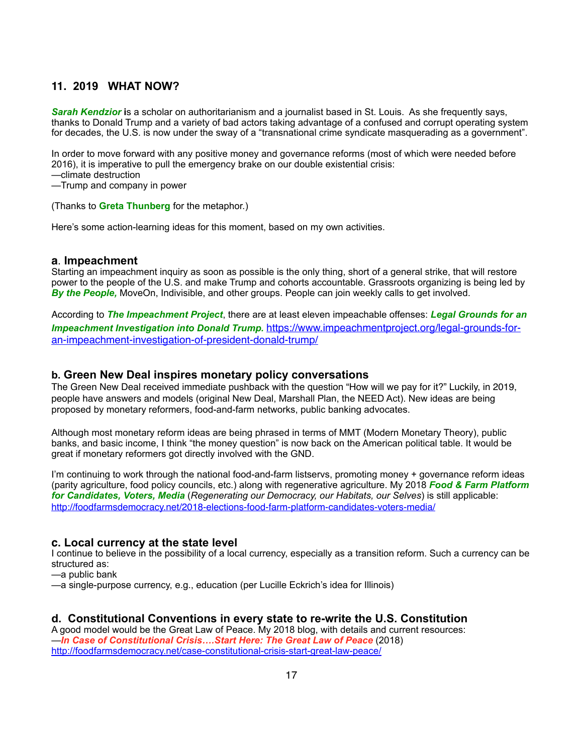## 11. 2019 WHAT NOW?

***Sarah Kendzior*** **i**s a scholar on authoritarianism and a journalist based in St. Louis. As she frequently says, thanks to Donald Trump and a variety of bad actors taking advantage of a confused and corrupt operating system for decades, the U.S. is now under the sway of a "transnational crime syndicate masquerading as a government".

In order to move forward with any positive money and governance reforms (most of which were needed before 2016), it is imperative to pull the emergency brake on our double existential crisis:
—climate destruction
—Trump and company in power

(Thanks to **Greta Thunberg** for the metaphor.)

Here's some action-learning ideas for this moment, based on my own activities.

### a. Impeachment

Starting an impeachment inquiry as soon as possible is the only thing, short of a general strike, that will restore power to the people of the U.S. and make Trump and cohorts accountable. Grassroots organizing is being led by ***By the People,*** MoveOn, Indivisible, and other groups. People can join weekly calls to get involved.

According to ***The Impeachment Project***, there are at least eleven impeachable offenses: ***Legal Grounds for an Impeachment Investigation into Donald Trump.*** https://www.impeachmentproject.org/legal-grounds-for-an-impeachment-investigation-of-president-donald-trump/

### b. Green New Deal inspires monetary policy conversations

The Green New Deal received immediate pushback with the question "How will we pay for it?" Luckily, in 2019, people have answers and models (original New Deal, Marshall Plan, the NEED Act). New ideas are being proposed by monetary reformers, food-and-farm networks, public banking advocates.

Although most monetary reform ideas are being phrased in terms of MMT (Modern Monetary Theory), public banks, and basic income, I think "the money question" is now back on the American political table. It would be great if monetary reformers got directly involved with the GND.

I'm continuing to work through the national food-and-farm listservs, promoting money + governance reform ideas (parity agriculture, food policy councils, etc.) along with regenerative agriculture. My 2018 ***Food & Farm Platform for Candidates, Voters, Media*** (*Regenerating our Democracy, our Habitats, our Selves*) is still applicable: http://foodfarmsdemocracy.net/2018-elections-food-farm-platform-candidates-voters-media/

### c. Local currency at the state level

I continue to believe in the possibility of a local currency, especially as a transition reform. Such a currency can be structured as:
—a public bank
—a single-purpose currency, e.g., education (per Lucille Eckrich's idea for Illinois)

### d. Constitutional Conventions in every state to re-write the U.S. Constitution

A good model would be the Great Law of Peace. My 2018 blog, with details and current resources:
—***In Case of Constitutional Crisis….Start Here: The Great Law of Peace*** (2018)
http://foodfarmsdemocracy.net/case-constitutional-crisis-start-great-law-peace/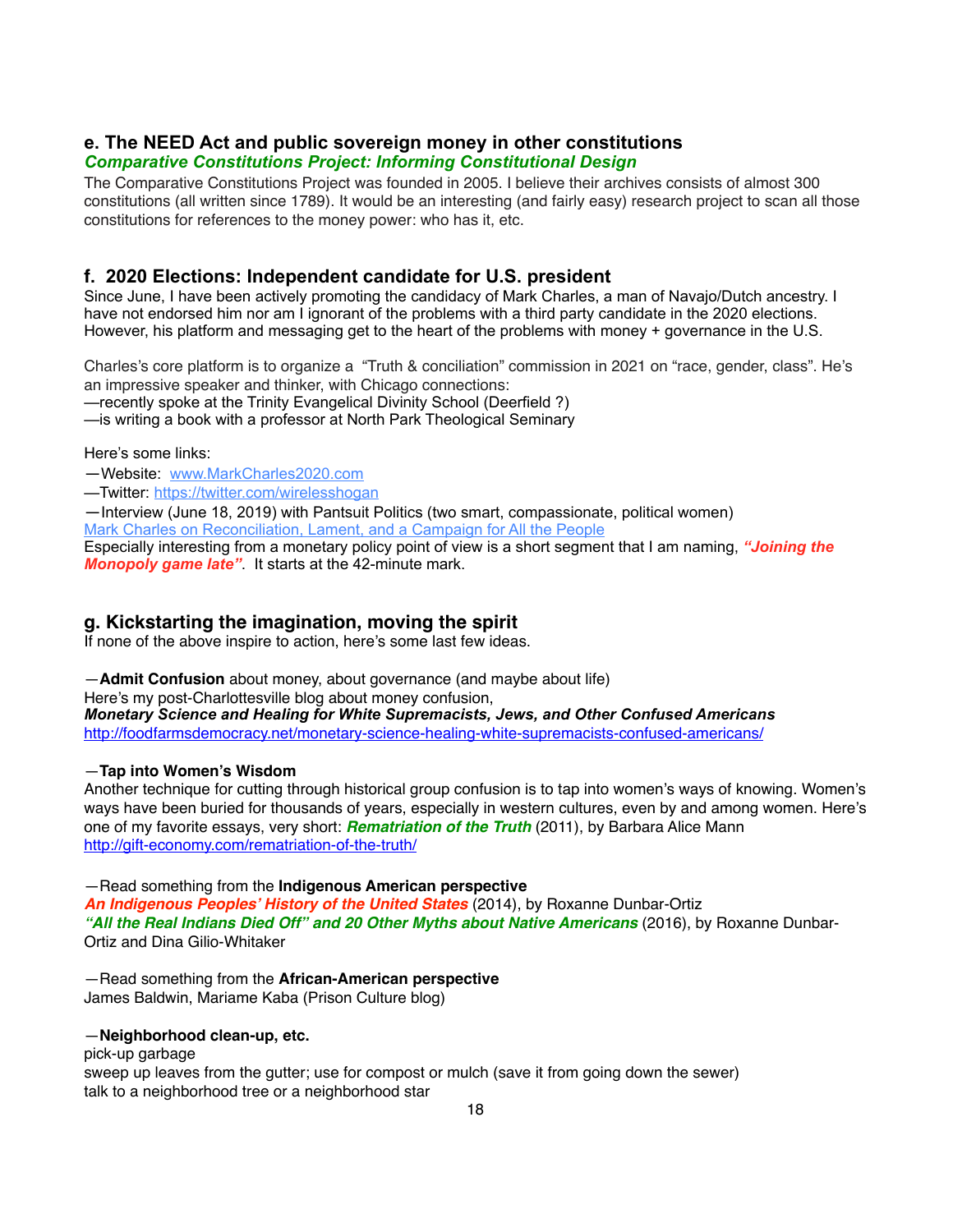## e. The NEED Act and public sovereign money in other constitutions

***Comparative Constitutions Project: Informing Constitutional Design***

The Comparative Constitutions Project was founded in 2005. I believe their archives consists of almost 300 constitutions (all written since 1789). It would be an interesting (and fairly easy) research project to scan all those constitutions for references to the money power: who has it, etc.

## f. 2020 Elections: Independent candidate for U.S. president

Since June, I have been actively promoting the candidacy of Mark Charles, a man of Navajo/Dutch ancestry. I have not endorsed him nor am I ignorant of the problems with a third party candidate in the 2020 elections. However, his platform and messaging get to the heart of the problems with money + governance in the U.S.

Charles's core platform is to organize a "Truth & conciliation" commission in 2021 on "race, gender, class". He's an impressive speaker and thinker, with Chicago connections:
—recently spoke at the Trinity Evangelical Divinity School (Deerfield ?)
—is writing a book with a professor at North Park Theological Seminary

Here's some links:
—Website: [www.MarkCharles2020.com](www.MarkCharles2020.com)
—Twitter: [https://twitter.com/wirelesshogan](https://twitter.com/wirelesshogan)
—Interview (June 18, 2019) with Pantsuit Politics (two smart, compassionate, political women)
[Mark Charles on Reconciliation, Lament, and a Campaign for All the People](Mark Charles on Reconciliation, Lament, and a Campaign for All the People)
Especially interesting from a monetary policy point of view is a short segment that I am naming, ***"Joining the Monopoly game late"***. It starts at the 42-minute mark.

## g. Kickstarting the imagination, moving the spirit

If none of the above inspire to action, here's some last few ideas.

—**Admit Confusion** about money, about governance (and maybe about life)
Here's my post-Charlottesville blog about money confusion,
***Monetary Science and Healing for White Supremacists, Jews, and Other Confused Americans***
[http://foodfarmsdemocracy.net/monetary-science-healing-white-supremacists-confused-americans/](http://foodfarmsdemocracy.net/monetary-science-healing-white-supremacists-confused-americans/)

—**Tap into Women's Wisdom**
Another technique for cutting through historical group confusion is to tap into women's ways of knowing. Women's ways have been buried for thousands of years, especially in western cultures, even by and among women. Here's one of my favorite essays, very short: ***Rematriation of the Truth*** (2011), by Barbara Alice Mann
[http://gift-economy.com/rematriation-of-the-truth/](http://gift-economy.com/rematriation-of-the-truth/)

—Read something from the **Indigenous American perspective**
***An Indigenous Peoples' History of the United States*** (2014), by Roxanne Dunbar-Ortiz
***"All the Real Indians Died Off" and 20 Other Myths about Native Americans*** (2016), by Roxanne Dunbar-Ortiz and Dina Gilio-Whitaker

—Read something from the **African-American perspective**
James Baldwin, Mariame Kaba (Prison Culture blog)

—**Neighborhood clean-up, etc.**
pick-up garbage
sweep up leaves from the gutter; use for compost or mulch (save it from going down the sewer)
talk to a neighborhood tree or a neighborhood star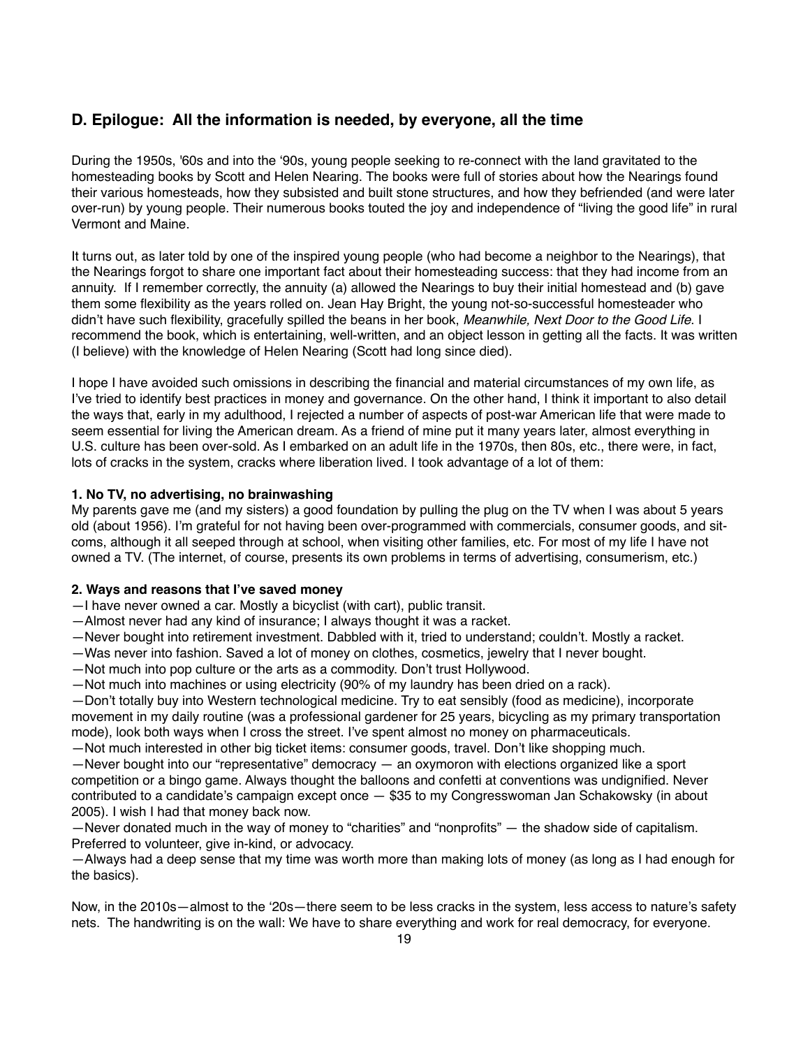## D. Epilogue: All the information is needed, by everyone, all the time

During the 1950s, '60s and into the '90s, young people seeking to re-connect with the land gravitated to the homesteading books by Scott and Helen Nearing. The books were full of stories about how the Nearings found their various homesteads, how they subsisted and built stone structures, and how they befriended (and were later over-run) by young people. Their numerous books touted the joy and independence of "living the good life" in rural Vermont and Maine.

It turns out, as later told by one of the inspired young people (who had become a neighbor to the Nearings), that the Nearings forgot to share one important fact about their homesteading success: that they had income from an annuity. If I remember correctly, the annuity (a) allowed the Nearings to buy their initial homestead and (b) gave them some flexibility as the years rolled on. Jean Hay Bright, the young not-so-successful homesteader who didn't have such flexibility, gracefully spilled the beans in her book, *Meanwhile, Next Door to the Good Life*. I recommend the book, which is entertaining, well-written, and an object lesson in getting all the facts. It was written (I believe) with the knowledge of Helen Nearing (Scott had long since died).

I hope I have avoided such omissions in describing the financial and material circumstances of my own life, as I've tried to identify best practices in money and governance. On the other hand, I think it important to also detail the ways that, early in my adulthood, I rejected a number of aspects of post-war American life that were made to seem essential for living the American dream. As a friend of mine put it many years later, almost everything in U.S. culture has been over-sold. As I embarked on an adult life in the 1970s, then 80s, etc., there were, in fact, lots of cracks in the system, cracks where liberation lived. I took advantage of a lot of them:

**1. No TV, no advertising, no brainwashing**

My parents gave me (and my sisters) a good foundation by pulling the plug on the TV when I was about 5 years old (about 1956). I'm grateful for not having been over-programmed with commercials, consumer goods, and sit-coms, although it all seeped through at school, when visiting other families, etc. For most of my life I have not owned a TV. (The internet, of course, presents its own problems in terms of advertising, consumerism, etc.)

**2. Ways and reasons that I've saved money**

—I have never owned a car. Mostly a bicyclist (with cart), public transit.
—Almost never had any kind of insurance; I always thought it was a racket.
—Never bought into retirement investment. Dabbled with it, tried to understand; couldn't. Mostly a racket.
—Was never into fashion. Saved a lot of money on clothes, cosmetics, jewelry that I never bought.
—Not much into pop culture or the arts as a commodity. Don't trust Hollywood.
—Not much into machines or using electricity (90% of my laundry has been dried on a rack).
—Don't totally buy into Western technological medicine. Try to eat sensibly (food as medicine), incorporate movement in my daily routine (was a professional gardener for 25 years, bicycling as my primary transportation mode), look both ways when I cross the street. I've spent almost no money on pharmaceuticals.
—Not much interested in other big ticket items: consumer goods, travel. Don't like shopping much.
—Never bought into our "representative" democracy — an oxymoron with elections organized like a sport competition or a bingo game. Always thought the balloons and confetti at conventions was undignified. Never contributed to a candidate's campaign except once — $35 to my Congresswoman Jan Schakowsky (in about 2005). I wish I had that money back now.
—Never donated much in the way of money to "charities" and "nonprofits" — the shadow side of capitalism. Preferred to volunteer, give in-kind, or advocacy.
—Always had a deep sense that my time was worth more than making lots of money (as long as I had enough for the basics).

Now, in the 2010s—almost to the '20s—there seem to be less cracks in the system, less access to nature's safety nets. The handwriting is on the wall: We have to share everything and work for real democracy, for everyone.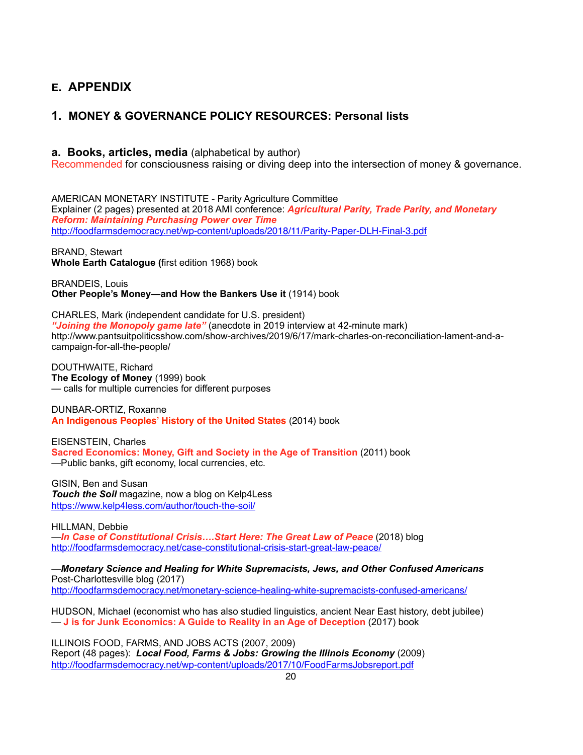## E. APPENDIX

### 1. MONEY & GOVERNANCE POLICY RESOURCES: Personal lists

#### a. Books, articles, media (alphabetical by author)

Recommended for consciousness raising or diving deep into the intersection of money & governance.

AMERICAN MONETARY INSTITUTE - Parity Agriculture Committee
Explainer (2 pages) presented at 2018 AMI conference: ***Agricultural Parity, Trade Parity, and Monetary Reform: Maintaining Purchasing Power over Time***
http://foodfarmsdemocracy.net/wp-content/uploads/2018/11/Parity-Paper-DLH-Final-3.pdf

BRAND, Stewart
**Whole Earth Catalogue (**first edition 1968) book

BRANDEIS, Louis
**Other People's Money—and How the Bankers Use it** (1914) book

CHARLES, Mark (independent candidate for U.S. president)
***"Joining the Monopoly game late"*** (anecdote in 2019 interview at 42-minute mark)
http://www.pantsuitpoliticsshow.com/show-archives/2019/6/17/mark-charles-on-reconciliation-lament-and-a-campaign-for-all-the-people/

DOUTHWAITE, Richard
**The Ecology of Money** (1999) book
— calls for multiple currencies for different purposes

DUNBAR-ORTIZ, Roxanne
**An Indigenous Peoples' History of the United States** (2014) book

EISENSTEIN, Charles
**Sacred Economics: Money, Gift and Society in the Age of Transition** (2011) book
—Public banks, gift economy, local currencies, etc.

GISIN, Ben and Susan
***Touch the Soil*** magazine, now a blog on Kelp4Less
https://www.kelp4less.com/author/touch-the-soil/

HILLMAN, Debbie
—***In Case of Constitutional Crisis….Start Here: The Great Law of Peace*** (2018) blog
http://foodfarmsdemocracy.net/case-constitutional-crisis-start-great-law-peace/

—***Monetary Science and Healing for White Supremacists, Jews, and Other Confused Americans***
Post-Charlottesville blog (2017)
http://foodfarmsdemocracy.net/monetary-science-healing-white-supremacists-confused-americans/

HUDSON, Michael (economist who has also studied linguistics, ancient Near East history, debt jubilee)
— **J is for Junk Economics: A Guide to Reality in an Age of Deception** (2017) book

ILLINOIS FOOD, FARMS, AND JOBS ACTS (2007, 2009)
Report (48 pages): ***Local Food, Farms & Jobs: Growing the Illinois Economy*** (2009)
http://foodfarmsdemocracy.net/wp-content/uploads/2017/10/FoodFarmsJobsreport.pdf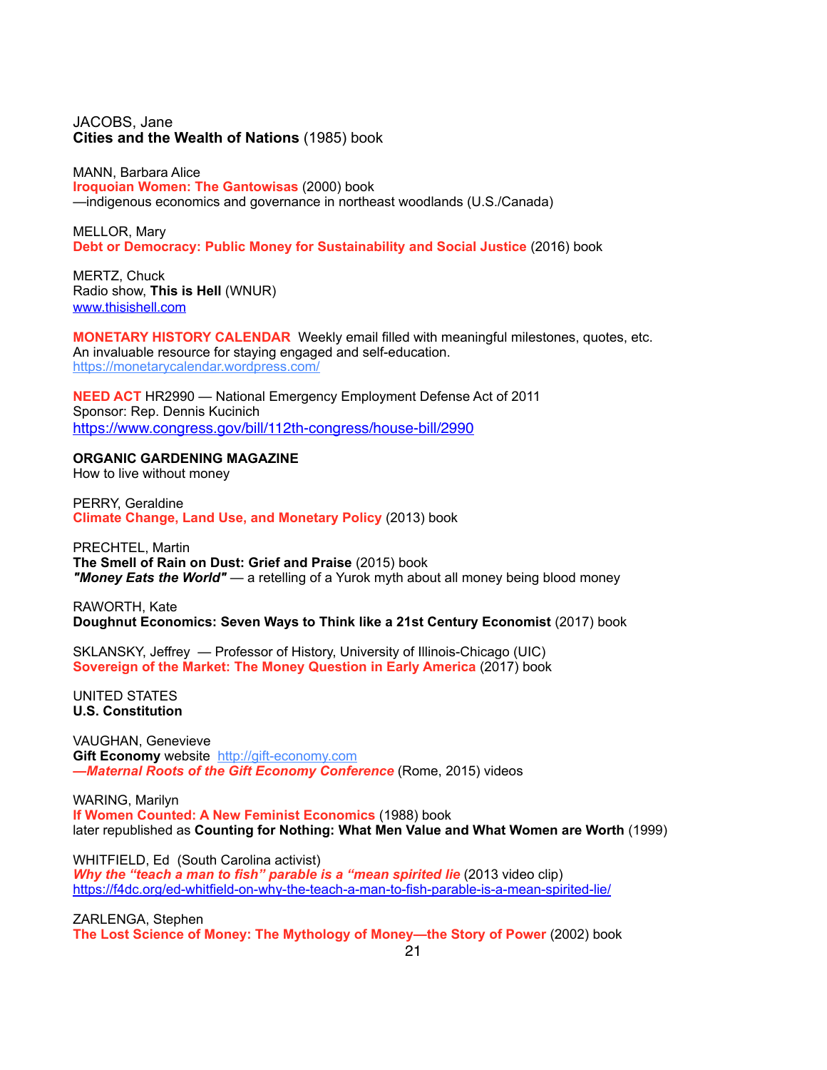JACOBS, Jane
**Cities and the Wealth of Nations** (1985) book

MANN, Barbara Alice
**Iroquoian Women: The Gantowisas** (2000) book
—indigenous economics and governance in northeast woodlands (U.S./Canada)

MELLOR, Mary
**Debt or Democracy: Public Money for Sustainability and Social Justice** (2016) book

MERTZ, Chuck
Radio show, **This is Hell** (WNUR)
www.thisishell.com

**MONETARY HISTORY CALENDAR** Weekly email filled with meaningful milestones, quotes, etc.
An invaluable resource for staying engaged and self-education.
https://monetarycalendar.wordpress.com/

**NEED ACT** HR2990 — National Emergency Employment Defense Act of 2011
Sponsor: Rep. Dennis Kucinich
https://www.congress.gov/bill/112th-congress/house-bill/2990

**ORGANIC GARDENING MAGAZINE**
How to live without money

PERRY, Geraldine
**Climate Change, Land Use, and Monetary Policy** (2013) book

PRECHTEL, Martin
**The Smell of Rain on Dust: Grief and Praise** (2015) book
***"Money Eats the World"*** — a retelling of a Yurok myth about all money being blood money

RAWORTH, Kate
**Doughnut Economics: Seven Ways to Think like a 21st Century Economist** (2017) book

SKLANSKY, Jeffrey — Professor of History, University of Illinois-Chicago (UIC)
**Sovereign of the Market: The Money Question in Early America** (2017) book

UNITED STATES
**U.S. Constitution**

VAUGHAN, Genevieve
**Gift Economy** website http://gift-economy.com
***—Maternal Roots of the Gift Economy Conference*** (Rome, 2015) videos

WARING, Marilyn
**If Women Counted: A New Feminist Economics** (1988) book
later republished as **Counting for Nothing: What Men Value and What Women are Worth** (1999)

WHITFIELD, Ed (South Carolina activist)
***Why the "teach a man to fish" parable is a "mean spirited lie*** (2013 video clip)
https://f4dc.org/ed-whitfield-on-why-the-teach-a-man-to-fish-parable-is-a-mean-spirited-lie/

ZARLENGA, Stephen
**The Lost Science of Money: The Mythology of Money—the Story of Power** (2002) book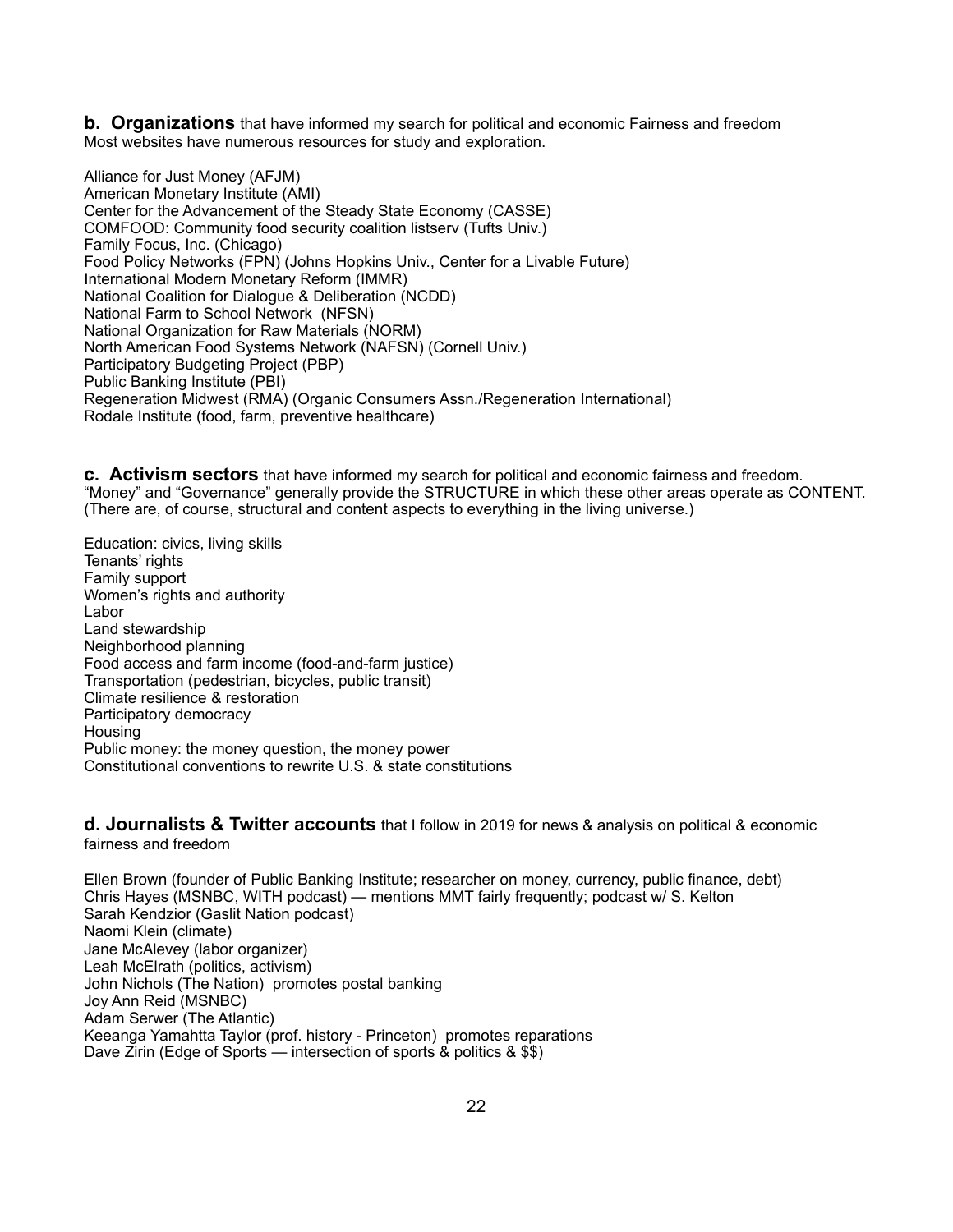**b. Organizations** that have informed my search for political and economic Fairness and freedom
Most websites have numerous resources for study and exploration.

Alliance for Just Money (AFJM)
American Monetary Institute (AMI)
Center for the Advancement of the Steady State Economy (CASSE)
COMFOOD: Community food security coalition listserv (Tufts Univ.)
Family Focus, Inc. (Chicago)
Food Policy Networks (FPN) (Johns Hopkins Univ., Center for a Livable Future)
International Modern Monetary Reform (IMMR)
National Coalition for Dialogue & Deliberation (NCDD)
National Farm to School Network (NFSN)
National Organization for Raw Materials (NORM)
North American Food Systems Network (NAFSN) (Cornell Univ.)
Participatory Budgeting Project (PBP)
Public Banking Institute (PBI)
Regeneration Midwest (RMA) (Organic Consumers Assn./Regeneration International)
Rodale Institute (food, farm, preventive healthcare)

**c. Activism sectors** that have informed my search for political and economic fairness and freedom.
"Money" and "Governance" generally provide the STRUCTURE in which these other areas operate as CONTENT.
(There are, of course, structural and content aspects to everything in the living universe.)

Education: civics, living skills
Tenants' rights
Family support
Women's rights and authority
Labor
Land stewardship
Neighborhood planning
Food access and farm income (food-and-farm justice)
Transportation (pedestrian, bicycles, public transit)
Climate resilience & restoration
Participatory democracy
Housing
Public money: the money question, the money power
Constitutional conventions to rewrite U.S. & state constitutions

**d. Journalists & Twitter accounts** that I follow in 2019 for news & analysis on political & economic fairness and freedom

Ellen Brown (founder of Public Banking Institute; researcher on money, currency, public finance, debt)
Chris Hayes (MSNBC, WITH podcast) — mentions MMT fairly frequently; podcast w/ S. Kelton
Sarah Kendzior (Gaslit Nation podcast)
Naomi Klein (climate)
Jane McAlevey (labor organizer)
Leah McElrath (politics, activism)
John Nichols (The Nation) promotes postal banking
Joy Ann Reid (MSNBC)
Adam Serwer (The Atlantic)
Keeanga Yamahtta Taylor (prof. history - Princeton) promotes reparations
Dave Zirin (Edge of Sports — intersection of sports & politics & $$)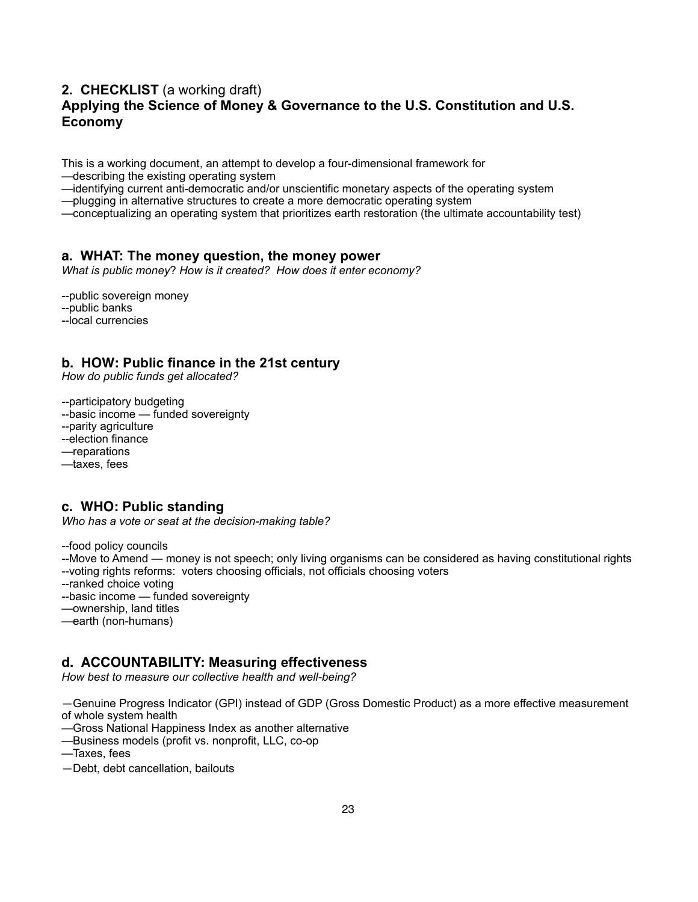## 2. CHECKLIST (a working draft)
## Applying the Science of Money & Governance to the U.S. Constitution and U.S. Economy

This is a working document, an attempt to develop a four-dimensional framework for
—describing the existing operating system
—identifying current anti-democratic and/or unscientific monetary aspects of the operating system
—plugging in alternative structures to create a more democratic operating system
—conceptualizing an operating system that prioritizes earth restoration (the ultimate accountability test)

### a. WHAT: The money question, the money power

*What is public money? How is it created? How does it enter economy?*

--public sovereign money
--public banks
--local currencies

### b. HOW: Public finance in the 21st century

*How do public funds get allocated?*

--participatory budgeting
--basic income — funded sovereignty
--parity agriculture
--election finance
—reparations
—taxes, fees

### c. WHO: Public standing

*Who has a vote or seat at the decision-making table?*

--food policy councils
--Move to Amend — money is not speech; only living organisms can be considered as having constitutional rights
--voting rights reforms: voters choosing officials, not officials choosing voters
--ranked choice voting
--basic income — funded sovereignty
—ownership, land titles
—earth (non-humans)

### d. ACCOUNTABILITY: Measuring effectiveness

*How best to measure our collective health and well-being?*

—Genuine Progress Indicator (GPI) instead of GDP (Gross Domestic Product) as a more effective measurement of whole system health
—Gross National Happiness Index as another alternative
—Business models (profit vs. nonprofit, LLC, co-op
—Taxes, fees
—Debt, debt cancellation, bailouts